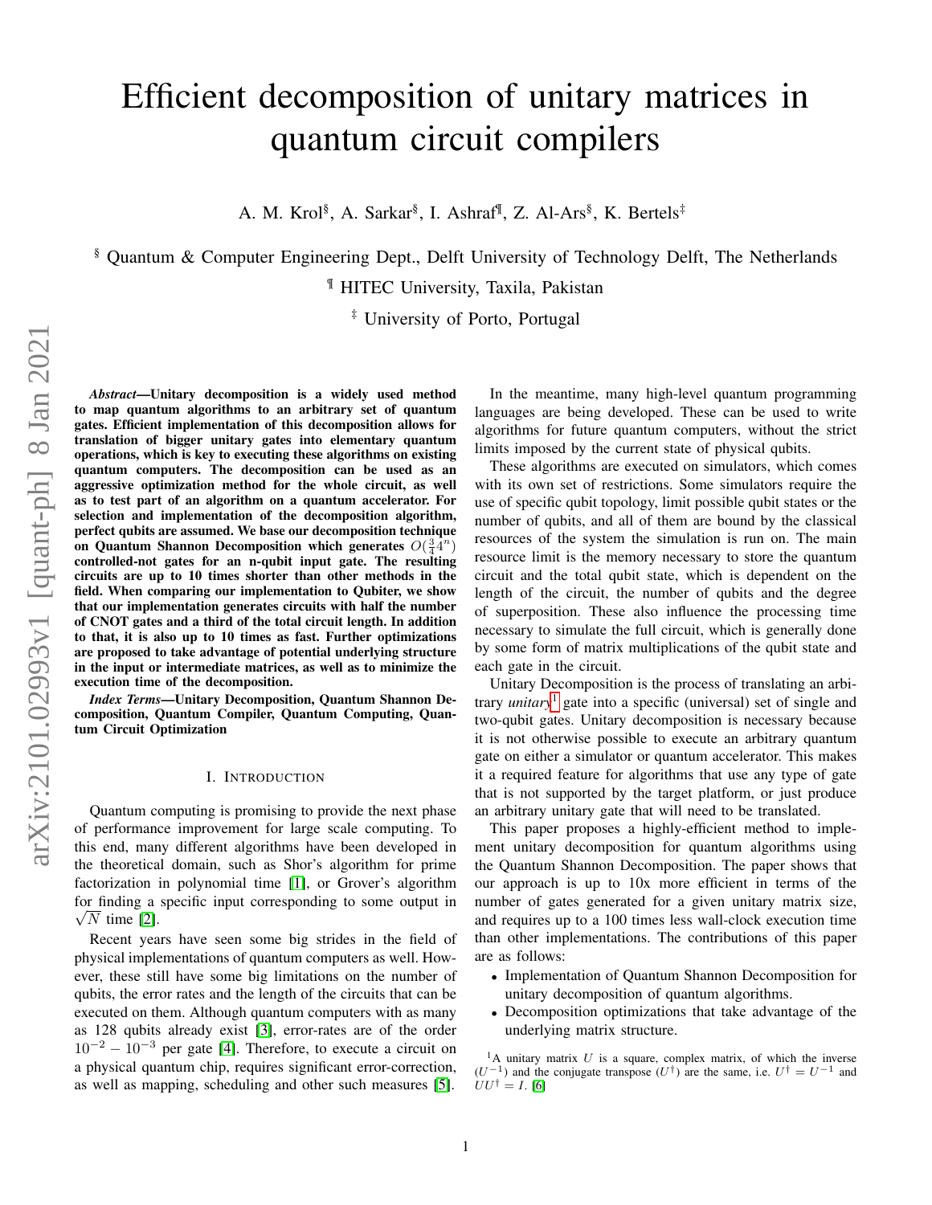# Efficient decomposition of unitary matrices in quantum circuit compilers

A. M. Krol§, A. Sarkar§, I. Ashraf¶, Z. Al-Ars§, K. Bertels‡

§ Quantum & Computer Engineering Dept., Delft University of Technology Delft, The Netherlands

¶ HITEC University, Taxila, Pakistan

‡ University of Porto, Portugal

***Abstract*—Unitary decomposition is a widely used method to map quantum algorithms to an arbitrary set of quantum gates. Efficient implementation of this decomposition allows for translation of bigger unitary gates into elementary quantum operations, which is key to executing these algorithms on existing quantum computers. The decomposition can be used as an aggressive optimization method for the whole circuit, as well as to test part of an algorithm on a quantum accelerator. For selection and implementation of the decomposition algorithm, perfect qubits are assumed. We base our decomposition technique on Quantum Shannon Decomposition which generates $O(\frac{3}{4}4^n)$ controlled-not gates for an n-qubit input gate. The resulting circuits are up to 10 times shorter than other methods in the field. When comparing our implementation to Qubiter, we show that our implementation generates circuits with half the number of CNOT gates and a third of the total circuit length. In addition to that, it is also up to 10 times as fast. Further optimizations are proposed to take advantage of potential underlying structure in the input or intermediate matrices, as well as to minimize the execution time of the decomposition.**

***Index Terms*—Unitary Decomposition, Quantum Shannon Decomposition, Quantum Compiler, Quantum Computing, Quantum Circuit Optimization**

## I. Introduction

Quantum computing is promising to provide the next phase of performance improvement for large scale computing. To this end, many different algorithms have been developed in the theoretical domain, such as Shor's algorithm for prime factorization in polynomial time [1], or Grover's algorithm for finding a specific input corresponding to some output in $\sqrt{N}$ time [2].

Recent years have seen some big strides in the field of physical implementations of quantum computers as well. However, these still have some big limitations on the number of qubits, the error rates and the length of the circuits that can be executed on them. Although quantum computers with as many as 128 qubits already exist [3], error-rates are of the order $10^{-2} - 10^{-3}$ per gate [4]. Therefore, to execute a circuit on a physical quantum chip, requires significant error-correction, as well as mapping, scheduling and other such measures [5].

In the meantime, many high-level quantum programming languages are being developed. These can be used to write algorithms for future quantum computers, without the strict limits imposed by the current state of physical qubits.

These algorithms are executed on simulators, which comes with its own set of restrictions. Some simulators require the use of specific qubit topology, limit possible qubit states or the number of qubits, and all of them are bound by the classical resources of the system the simulation is run on. The main resource limit is the memory necessary to store the quantum circuit and the total qubit state, which is dependent on the length of the circuit, the number of qubits and the degree of superposition. These also influence the processing time necessary to simulate the full circuit, which is generally done by some form of matrix multiplications of the qubit state and each gate in the circuit.

Unitary Decomposition is the process of translating an arbitrary *unitary*[1] gate into a specific (universal) set of single and two-qubit gates. Unitary decomposition is necessary because it is not otherwise possible to execute an arbitrary quantum gate on either a simulator or quantum accelerator. This makes it a required feature for algorithms that use any type of gate that is not supported by the target platform, or just produce an arbitrary unitary gate that will need to be translated.

This paper proposes a highly-efficient method to implement unitary decomposition for quantum algorithms using the Quantum Shannon Decomposition. The paper shows that our approach is up to 10x more efficient in terms of the number of gates generated for a given unitary matrix size, and requires up to a 100 times less wall-clock execution time than other implementations. The contributions of this paper are as follows:

- Implementation of Quantum Shannon Decomposition for unitary decomposition of quantum algorithms.
- Decomposition optimizations that take advantage of the underlying matrix structure.

[1] A unitary matrix $U$ is a square, complex matrix, of which the inverse ($U^{-1}$) and the conjugate transpose ($U^{\dagger}$) are the same, i.e. $U^{\dagger} = U^{-1}$ and $UU^{\dagger} = I$. [6]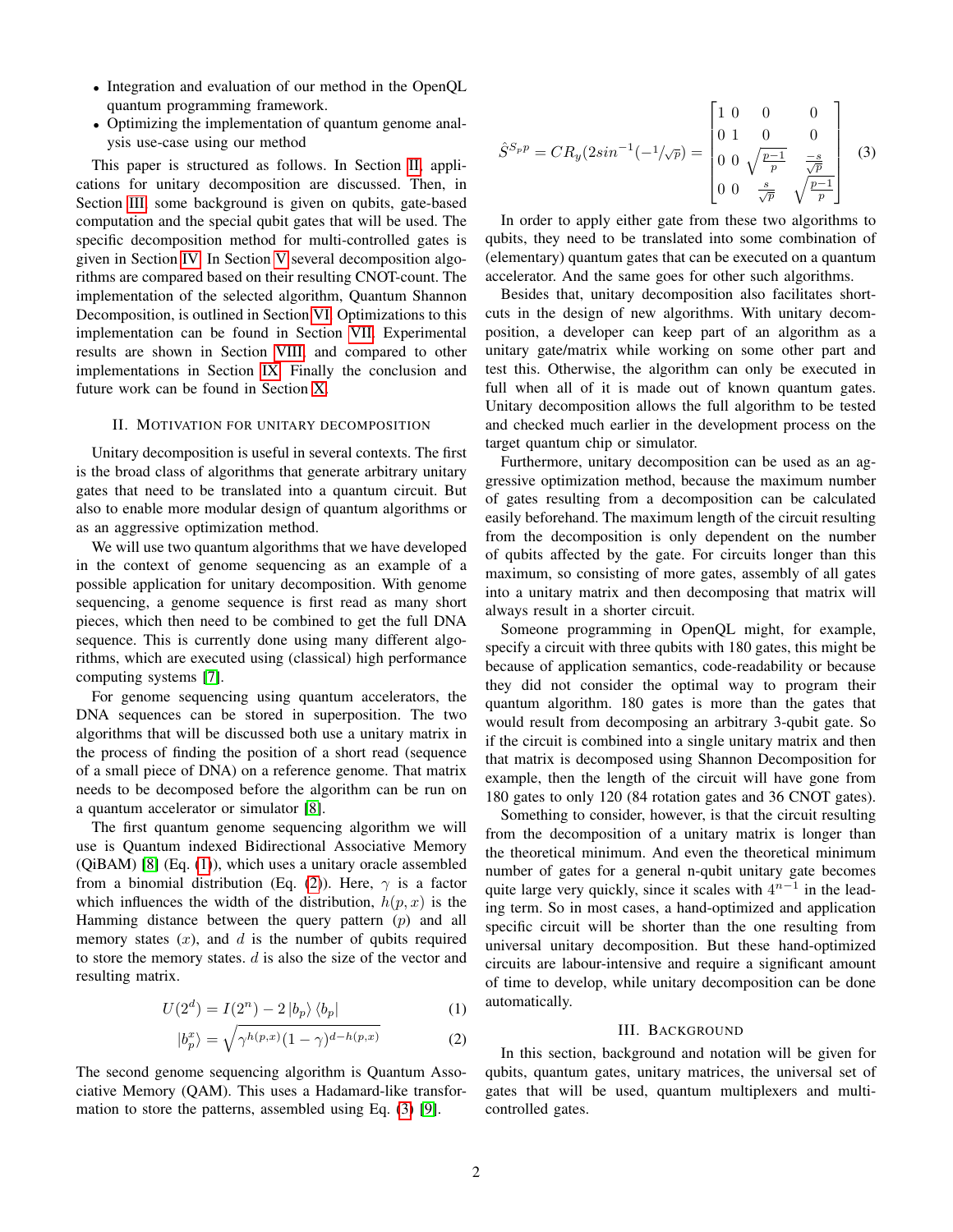- Integration and evaluation of our method in the OpenQL quantum programming framework.
- Optimizing the implementation of quantum genome analysis use-case using our method

This paper is structured as follows. In Section II, applications for unitary decomposition are discussed. Then, in Section III, some background is given on qubits, gate-based computation and the special qubit gates that will be used. The specific decomposition method for multi-controlled gates is given in Section IV. In Section V several decomposition algorithms are compared based on their resulting CNOT-count. The implementation of the selected algorithm, Quantum Shannon Decomposition, is outlined in Section VI. Optimizations to this implementation can be found in Section VII. Experimental results are shown in Section VIII, and compared to other implementations in Section IX. Finally the conclusion and future work can be found in Section X.

## II. Motivation for Unitary Decomposition

Unitary decomposition is useful in several contexts. The first is the broad class of algorithms that generate arbitrary unitary gates that need to be translated into a quantum circuit. But also to enable more modular design of quantum algorithms or as an aggressive optimization method.

We will use two quantum algorithms that we have developed in the context of genome sequencing as an example of a possible application for unitary decomposition. With genome sequencing, a genome sequence is first read as many short pieces, which then need to be combined to get the full DNA sequence. This is currently done using many different algorithms, which are executed using (classical) high performance computing systems [7].

For genome sequencing using quantum accelerators, the DNA sequences can be stored in superposition. The two algorithms that will be discussed both use a unitary matrix in the process of finding the position of a short read (sequence of a small piece of DNA) on a reference genome. That matrix needs to be decomposed before the algorithm can be run on a quantum accelerator or simulator [8].

The first quantum genome sequencing algorithm we will use is Quantum indexed Bidirectional Associative Memory (QiBAM) [8] (Eq. (1)), which uses a unitary oracle assembled from a binomial distribution (Eq. (2)). Here, $\gamma$ is a factor which influences the width of the distribution, $h(p, x)$ is the Hamming distance between the query pattern ($p$) and all memory states ($x$), and $d$ is the number of qubits required to store the memory states. $d$ is also the size of the vector and resulting matrix.

$$U(2^d) = I(2^n) - 2\,|b_p\rangle\,\langle b_p| \tag{1}$$

$$|b_p^x\rangle = \sqrt{\gamma^{h(p,x)}(1-\gamma)^{d-h(p,x)}} \tag{2}$$

The second genome sequencing algorithm is Quantum Associative Memory (QAM). This uses a Hadamard-like transformation to store the patterns, assembled using Eq. (3) [9].

$$\hat{S}^{S_p p} = CR_y(2sin^{-1}(-1/\sqrt{p})) = \begin{bmatrix} 1 & 0 & 0 & 0 \\ 0 & 1 & 0 & 0 \\ 0 & 0 & \sqrt{\frac{p-1}{p}} & \frac{-s}{\sqrt{p}} \\ 0 & 0 & \frac{s}{\sqrt{p}} & \sqrt{\frac{p-1}{p}} \end{bmatrix} \tag{3}$$

In order to apply either gate from these two algorithms to qubits, they need to be translated into some combination of (elementary) quantum gates that can be executed on a quantum accelerator. And the same goes for other such algorithms.

Besides that, unitary decomposition also facilitates shortcuts in the design of new algorithms. With unitary decomposition, a developer can keep part of an algorithm as a unitary gate/matrix while working on some other part and test this. Otherwise, the algorithm can only be executed in full when all of it is made out of known quantum gates. Unitary decomposition allows the full algorithm to be tested and checked much earlier in the development process on the target quantum chip or simulator.

Furthermore, unitary decomposition can be used as an aggressive optimization method, because the maximum number of gates resulting from a decomposition can be calculated easily beforehand. The maximum length of the circuit resulting from the decomposition is only dependent on the number of qubits affected by the gate. For circuits longer than this maximum, so consisting of more gates, assembly of all gates into a unitary matrix and then decomposing that matrix will always result in a shorter circuit.

Someone programming in OpenQL might, for example, specify a circuit with three qubits with 180 gates, this might be because of application semantics, code-readability or because they did not consider the optimal way to program their quantum algorithm. 180 gates is more than the gates that would result from decomposing an arbitrary 3-qubit gate. So if the circuit is combined into a single unitary matrix and then that matrix is decomposed using Shannon Decomposition for example, then the length of the circuit will have gone from 180 gates to only 120 (84 rotation gates and 36 CNOT gates).

Something to consider, however, is that the circuit resulting from the decomposition of a unitary matrix is longer than the theoretical minimum. And even the theoretical minimum number of gates for a general n-qubit unitary gate becomes quite large very quickly, since it scales with $4^{n-1}$ in the leading term. So in most cases, a hand-optimized and application specific circuit will be shorter than the one resulting from universal unitary decomposition. But these hand-optimized circuits are labour-intensive and require a significant amount of time to develop, while unitary decomposition can be done automatically.

## III. Background

In this section, background and notation will be given for qubits, quantum gates, unitary matrices, the universal set of gates that will be used, quantum multiplexers and multi-controlled gates.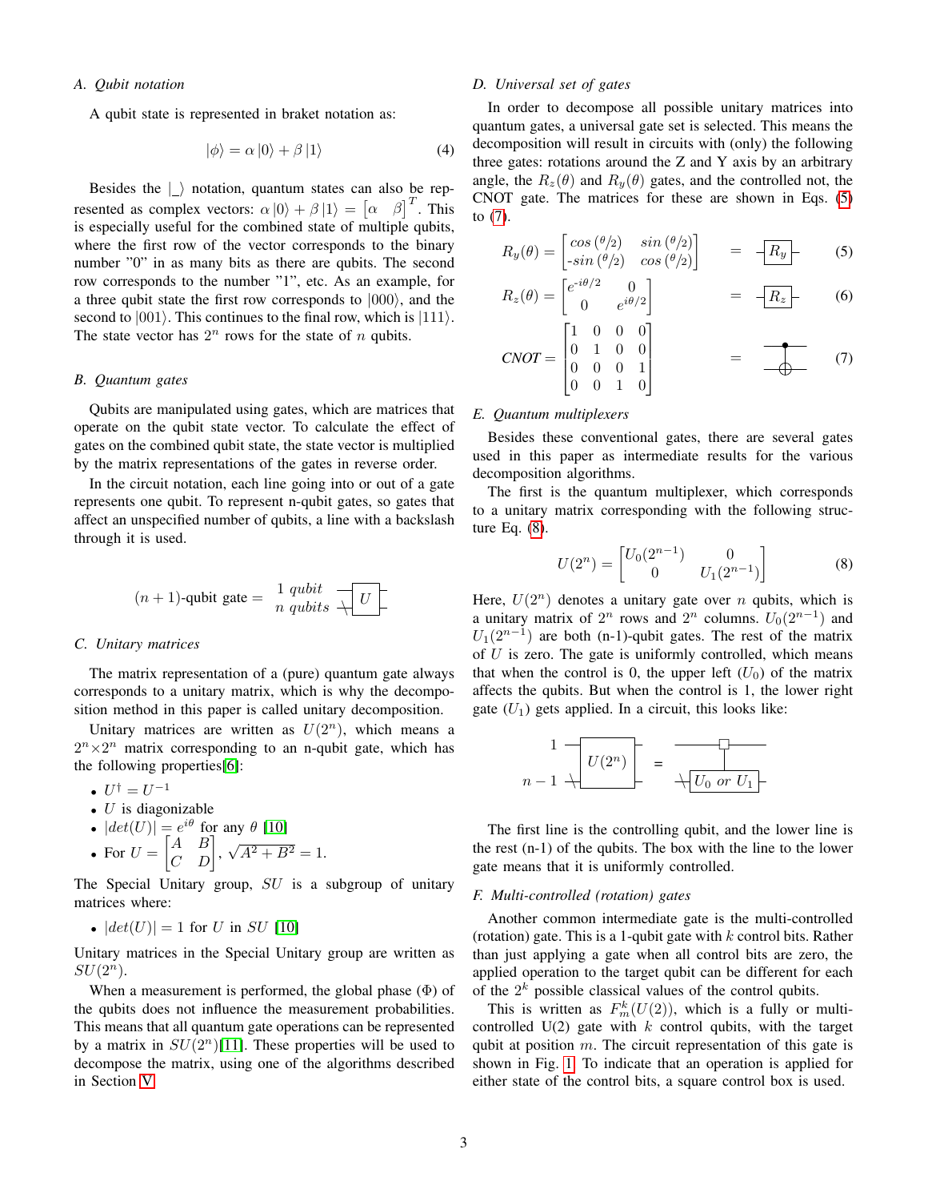### A. Qubit notation

A qubit state is represented in braket notation as:

$$|\phi\rangle = \alpha |0\rangle + \beta |1\rangle \tag{4}$$

Besides the $|\_\rangle$ notation, quantum states can also be represented as complex vectors: $\alpha |0\rangle + \beta |1\rangle = \begin{bmatrix}\alpha & \beta\end{bmatrix}^T$. This is especially useful for the combined state of multiple qubits, where the first row of the vector corresponds to the binary number "0" in as many bits as there are qubits. The second row corresponds to the number "1", etc. As an example, for a three qubit state the first row corresponds to $|000\rangle$, and the second to $|001\rangle$. This continues to the final row, which is $|111\rangle$. The state vector has $2^n$ rows for the state of $n$ qubits.

### B. Quantum gates

Qubits are manipulated using gates, which are matrices that operate on the qubit state vector. To calculate the effect of gates on the combined qubit state, the state vector is multiplied by the matrix representations of the gates in reverse order.

In the circuit notation, each line going into or out of a gate represents one qubit. To represent n-qubit gates, so gates that affect an unspecified number of qubits, a line with a backslash through it is used.

$(n+1)$-qubit gate = [circuit: 1 *qubit* line and $n$ *qubits* line (with backslash) entering a box labeled $U$]

### C. Unitary matrices

The matrix representation of a (pure) quantum gate always corresponds to a unitary matrix, which is why the decomposition method in this paper is called unitary decomposition.

Unitary matrices are written as $U(2^n)$, which means a $2^n \times 2^n$ matrix corresponding to an n-qubit gate, which has the following properties[6]:

- $U^\dagger = U^{-1}$
- $U$ is diagonalizable
- $|det(U)| = e^{i\theta}$ for any $\theta$ [10]
- For $U = \begin{bmatrix} A & B \\ C & D \end{bmatrix}$, $\sqrt{A^2 + B^2} = 1$.

The Special Unitary group, $SU$ is a subgroup of unitary matrices where:

- $|det(U)| = 1$ for $U$ in $SU$ [10]

Unitary matrices in the Special Unitary group are written as $SU(2^n)$.

When a measurement is performed, the global phase ($\Phi$) of the qubits does not influence the measurement probabilities. This means that all quantum gate operations can be represented by a matrix in $SU(2^n)$[11]. These properties will be used to decompose the matrix, using one of the algorithms described in Section V.

### D. Universal set of gates

In order to decompose all possible unitary matrices into quantum gates, a universal gate set is selected. This means the decomposition will result in circuits with (only) the following three gates: rotations around the Z and Y axis by an arbitrary angle, the $R_z(\theta)$ and $R_y(\theta)$ gates, and the controlled not, the CNOT gate. The matrices for these are shown in Eqs. (5) to (7).

$$R_y(\theta) = \begin{bmatrix} cos\,(\theta/2) & sin\,(\theta/2) \\ -sin\,(\theta/2) & cos\,(\theta/2) \end{bmatrix} \quad = \quad [R_y] \tag{5}$$

$$R_z(\theta) = \begin{bmatrix} e^{-i\theta/2} & 0 \\ 0 & e^{i\theta/2} \end{bmatrix} \quad = \quad [R_z] \tag{6}$$

$$CNOT = \begin{bmatrix} 1 & 0 & 0 & 0 \\ 0 & 1 & 0 & 0 \\ 0 & 0 & 0 & 1 \\ 0 & 0 & 1 & 0 \end{bmatrix} \quad = \quad [\text{CNOT circuit symbol}] \tag{7}$$

### E. Quantum multiplexers

Besides these conventional gates, there are several gates used in this paper as intermediate results for the various decomposition algorithms.

The first is the quantum multiplexer, which corresponds to a unitary matrix corresponding with the following structure Eq. (8).

$$U(2^n) = \begin{bmatrix} U_0(2^{n-1}) & 0 \\ 0 & U_1(2^{n-1}) \end{bmatrix} \tag{8}$$

Here, $U(2^n)$ denotes a unitary gate over $n$ qubits, which is a unitary matrix of $2^n$ rows and $2^n$ columns. $U_0(2^{n-1})$ and $U_1(2^{n-1})$ are both (n-1)-qubit gates. The rest of the matrix of $U$ is zero. The gate is uniformly controlled, which means that when the control is 0, the upper left ($U_0$) of the matrix affects the qubits. But when the control is 1, the lower right gate ($U_1$) gets applied. In a circuit, this looks like:

[circuit: lines $1$ and $n-1$ entering a box $U(2^n)$ = square control on the first line connected to a box "$U_0$ or $U_1$" on the $n-1$ line]

The first line is the controlling qubit, and the lower line is the rest (n-1) of the qubits. The box with the line to the lower gate means that it is uniformly controlled.

### F. Multi-controlled (rotation) gates

Another common intermediate gate is the multi-controlled (rotation) gate. This is a 1-qubit gate with $k$ control bits. Rather than just applying a gate when all control bits are zero, the applied operation to the target qubit can be different for each of the $2^k$ possible classical values of the control qubits.

This is written as $F_m^k(U(2))$, which is a fully or multi-controlled U(2) gate with $k$ control qubits, with the target qubit at position $m$. The circuit representation of this gate is shown in Fig. 1. To indicate that an operation is applied for either state of the control bits, a square control box is used.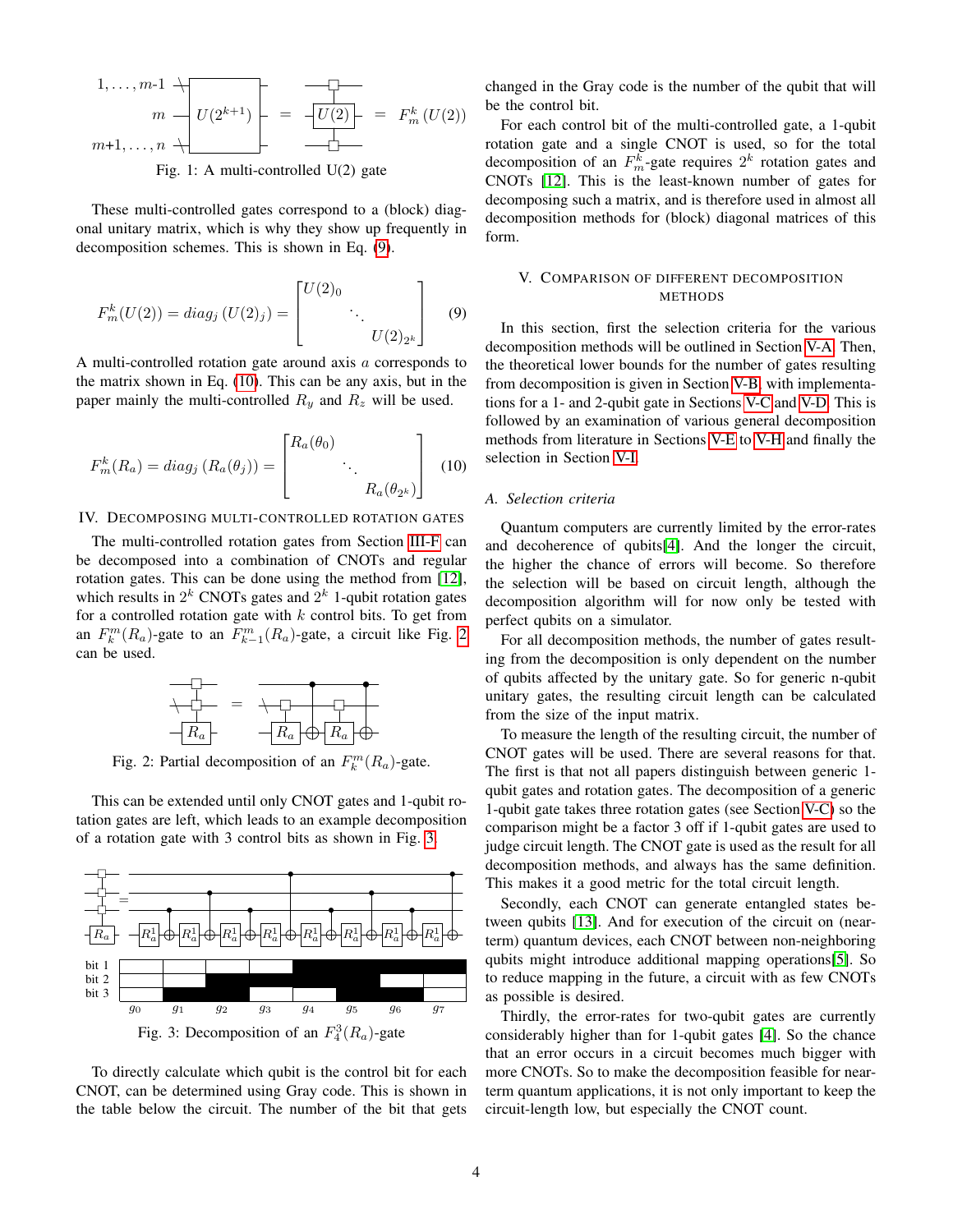Fig. 1: A multi-controlled U(2) gate

These multi-controlled gates correspond to a (block) diagonal unitary matrix, which is why they show up frequently in decomposition schemes. This is shown in Eq. (9).

$$F_m^k(U(2)) = diag_j\left(U(2)_j\right) = \begin{bmatrix} U(2)_0 & & \\ & \ddots & \\ & & U(2)_{2^k} \end{bmatrix} \quad (9)$$

A multi-controlled rotation gate around axis $a$ corresponds to the matrix shown in Eq. (10). This can be any axis, but in the paper mainly the multi-controlled $R_y$ and $R_z$ will be used.

$$F_m^k(R_a) = diag_j\left(R_a(\theta_j)\right) = \begin{bmatrix} R_a(\theta_0) & & \\ & \ddots & \\ & & R_a(\theta_{2^k}) \end{bmatrix} \quad (10)$$

## IV. Decomposing multi-controlled rotation gates

The multi-controlled rotation gates from Section III-F can be decomposed into a combination of CNOTs and regular rotation gates. This can be done using the method from [12], which results in $2^k$ CNOTs gates and $2^k$ 1-qubit rotation gates for a controlled rotation gate with $k$ control bits. To get from an $F_k^m(R_a)$-gate to an $F_{k-1}^m(R_a)$-gate, a circuit like Fig. 2 can be used.

Fig. 2: Partial decomposition of an $F_k^m(R_a)$-gate.

This can be extended until only CNOT gates and 1-qubit rotation gates are left, which leads to an example decomposition of a rotation gate with 3 control bits as shown in Fig. 3.

Fig. 3: Decomposition of an $F_4^3(R_a)$-gate

To directly calculate which qubit is the control bit for each CNOT, can be determined using Gray code. This is shown in the table below the circuit. The number of the bit that gets changed in the Gray code is the number of the qubit that will be the control bit.

For each control bit of the multi-controlled gate, a 1-qubit rotation gate and a single CNOT is used, so for the total decomposition of an $F_m^k$-gate requires $2^k$ rotation gates and CNOTs [12]. This is the least-known number of gates for decomposing such a matrix, and is therefore used in almost all decomposition methods for (block) diagonal matrices of this form.

## V. Comparison of different decomposition methods

In this section, first the selection criteria for the various decomposition methods will be outlined in Section V-A. Then, the theoretical lower bounds for the number of gates resulting from decomposition is given in Section V-B, with implementations for a 1- and 2-qubit gate in Sections V-C and V-D. This is followed by an examination of various general decomposition methods from literature in Sections V-E to V-H and finally the selection in Section V-I.

### A. Selection criteria

Quantum computers are currently limited by the error-rates and decoherence of qubits[4]. And the longer the circuit, the higher the chance of errors will become. So therefore the selection will be based on circuit length, although the decomposition algorithm will for now only be tested with perfect qubits on a simulator.

For all decomposition methods, the number of gates resulting from the decomposition is only dependent on the number of qubits affected by the unitary gate. So for generic n-qubit unitary gates, the resulting circuit length can be calculated from the size of the input matrix.

To measure the length of the resulting circuit, the number of CNOT gates will be used. There are several reasons for that. The first is that not all papers distinguish between generic 1-qubit gates and rotation gates. The decomposition of a generic 1-qubit gate takes three rotation gates (see Section V-C) so the comparison might be a factor 3 off if 1-qubit gates are used to judge circuit length. The CNOT gate is used as the result for all decomposition methods, and always has the same definition. This makes it a good metric for the total circuit length.

Secondly, each CNOT can generate entangled states between qubits [13]. And for execution of the circuit on (near-term) quantum devices, each CNOT between non-neighboring qubits might introduce additional mapping operations[5]. So to reduce mapping in the future, a circuit with as few CNOTs as possible is desired.

Thirdly, the error-rates for two-qubit gates are currently considerably higher than for 1-qubit gates [4]. So the chance that an error occurs in a circuit becomes much bigger with more CNOTs. So to make the decomposition feasible for near-term quantum applications, it is not only important to keep the circuit-length low, but especially the CNOT count.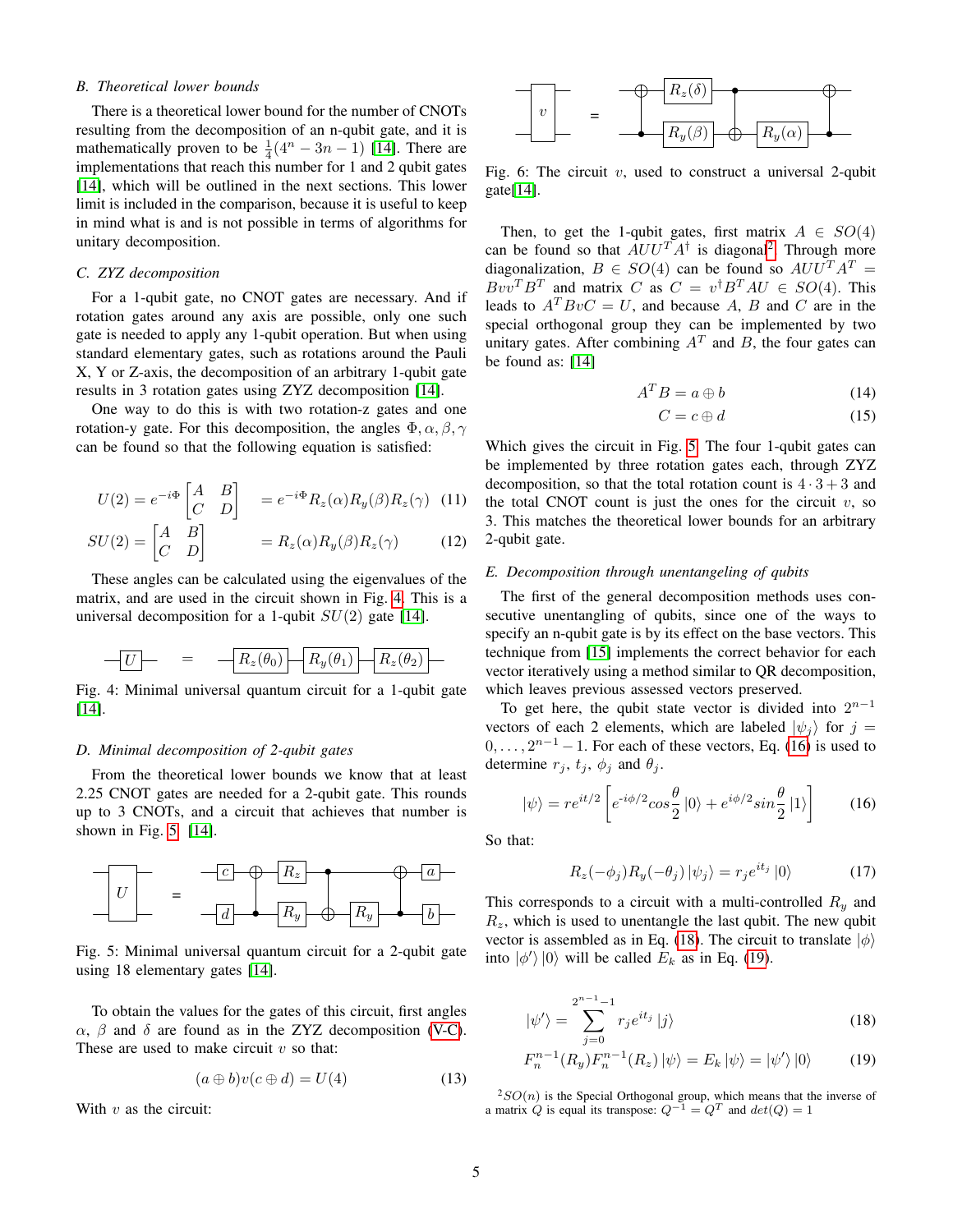### B. Theoretical lower bounds

There is a theoretical lower bound for the number of CNOTs resulting from the decomposition of an n-qubit gate, and it is mathematically proven to be $\frac{1}{4}(4^n - 3n - 1)$ [14]. There are implementations that reach this number for 1 and 2 qubit gates [14], which will be outlined in the next sections. This lower limit is included in the comparison, because it is useful to keep in mind what is and is not possible in terms of algorithms for unitary decomposition.

### C. ZYZ decomposition

For a 1-qubit gate, no CNOT gates are necessary. And if rotation gates around any axis are possible, only one such gate is needed to apply any 1-qubit operation. But when using standard elementary gates, such as rotations around the Pauli X, Y or Z-axis, the decomposition of an arbitrary 1-qubit gate results in 3 rotation gates using ZYZ decomposition [14].

One way to do this is with two rotation-z gates and one rotation-y gate. For this decomposition, the angles $\Phi, \alpha, \beta, \gamma$ can be found so that the following equation is satisfied:

$$U(2) = e^{-i\Phi}\begin{bmatrix} A & B \\ C & D \end{bmatrix} = e^{-i\Phi}R_z(\alpha)R_y(\beta)R_z(\gamma) \quad (11)$$

$$SU(2) = \begin{bmatrix} A & B \\ C & D \end{bmatrix} = R_z(\alpha)R_y(\beta)R_z(\gamma) \quad (12)$$

These angles can be calculated using the eigenvalues of the matrix, and are used in the circuit shown in Fig. 4. This is a universal decomposition for a 1-qubit $SU(2)$ gate [14].

Fig. 4: Minimal universal quantum circuit for a 1-qubit gate [14].

### D. Minimal decomposition of 2-qubit gates

From the theoretical lower bounds we know that at least 2.25 CNOT gates are needed for a 2-qubit gate. This rounds up to 3 CNOTs, and a circuit that achieves that number is shown in Fig. 5 [14].

Fig. 5: Minimal universal quantum circuit for a 2-qubit gate using 18 elementary gates [14].

To obtain the values for the gates of this circuit, first angles $\alpha$, $\beta$ and $\delta$ are found as in the ZYZ decomposition (V-C). These are used to make circuit $v$ so that:

$$(a \oplus b)v(c \oplus d) = U(4) \quad (13)$$

With $v$ as the circuit:

Fig. 6: The circuit $v$, used to construct a universal 2-qubit gate[14].

Then, to get the 1-qubit gates, first matrix $A \in SO(4)$ can be found so that $AUU^TA^\dagger$ is diagonal[2]. Through more diagonalization, $B \in SO(4)$ can be found so $AUU^TA^T = Bvv^TB^T$ and matrix $C$ as $C = v^\dagger B^T AU \in SO(4)$. This leads to $A^TBvC = U$, and because $A$, $B$ and $C$ are in the special orthogonal group they can be implemented by two unitary gates. After combining $A^T$ and $B$, the four gates can be found as: [14]

$$A^TB = a \oplus b \quad (14)$$

$$C = c \oplus d \quad (15)$$

Which gives the circuit in Fig. 5. The four 1-qubit gates can be implemented by three rotation gates each, through ZYZ decomposition, so that the total rotation count is $4 \cdot 3 + 3$ and the total CNOT count is just the ones for the circuit $v$, so 3. This matches the theoretical lower bounds for an arbitrary 2-qubit gate.

### E. Decomposition through unentangeling of qubits

The first of the general decomposition methods uses consecutive unentangling of qubits, since one of the ways to specify an n-qubit gate is by its effect on the base vectors. This technique from [15] implements the correct behavior for each vector iteratively using a method similar to QR decomposition, which leaves previous assessed vectors preserved.

To get here, the qubit state vector is divided into $2^{n-1}$ vectors of each 2 elements, which are labeled $|\psi_j\rangle$ for $j = 0, \dots, 2^{n-1} - 1$. For each of these vectors, Eq. (16) is used to determine $r_j$, $t_j$, $\phi_j$ and $\theta_j$.

$$|\psi\rangle = re^{it/2}\left[e^{-i\phi/2}cos\frac{\theta}{2}|0\rangle + e^{i\phi/2}sin\frac{\theta}{2}|1\rangle\right] \quad (16)$$

So that:

$$R_z(-\phi_j)R_y(-\theta_j)|\psi_j\rangle = r_je^{it_j}|0\rangle \quad (17)$$

This corresponds to a circuit with a multi-controlled $R_y$ and $R_z$, which is used to unentangle the last qubit. The new qubit vector is assembled as in Eq. (18). The circuit to translate $|\phi\rangle$ into $|\phi'\rangle|0\rangle$ will be called $E_k$ as in Eq. (19).

$$|\psi'\rangle = \sum_{j=0}^{2^{n-1}-1} r_je^{it_j}|j\rangle \quad (18)$$

$$F_n^{n-1}(R_y)F_n^{n-1}(R_z)|\psi\rangle = E_k|\psi\rangle = |\psi'\rangle|0\rangle \quad (19)$$

[2] $SO(n)$ is the Special Orthogonal group, which means that the inverse of a matrix $Q$ is equal its transpose: $Q^{-1} = Q^T$ and $det(Q) = 1$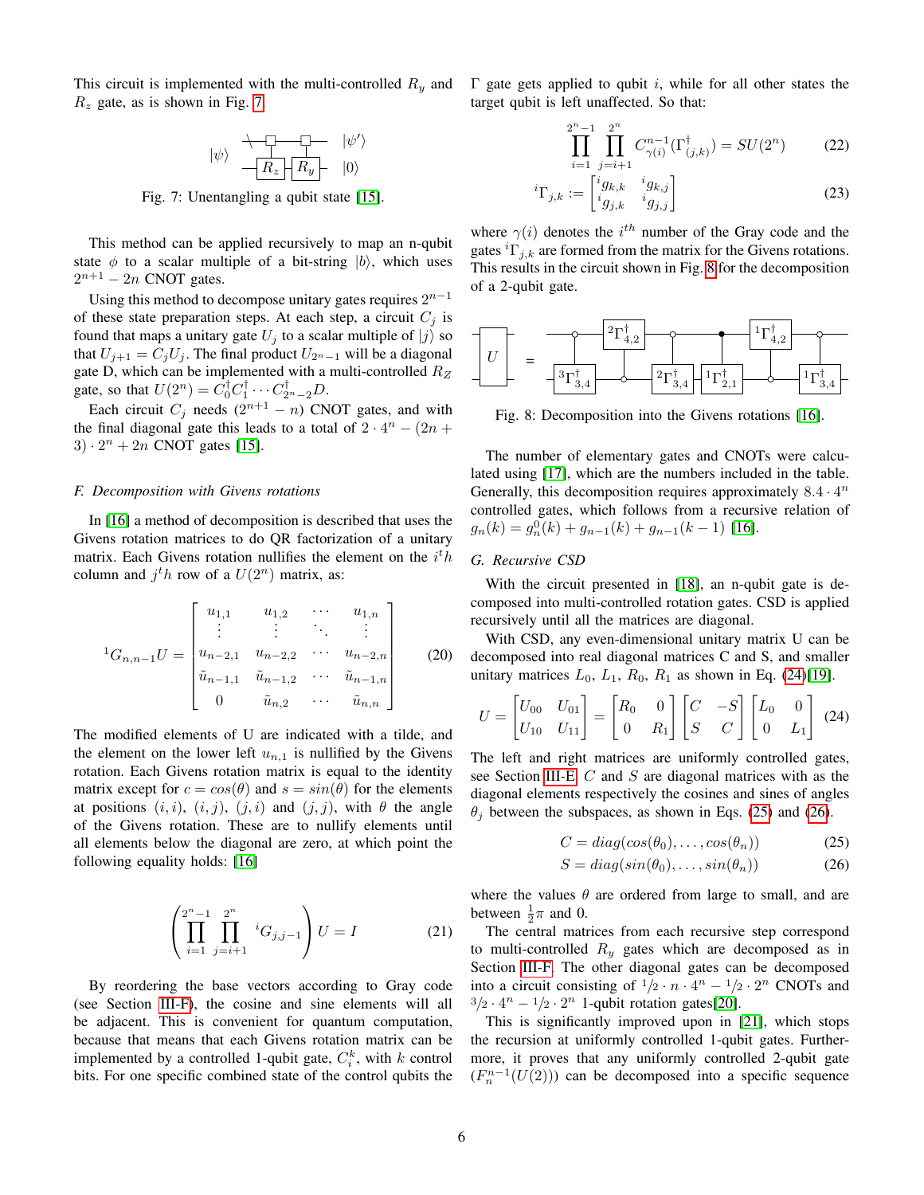This circuit is implemented with the multi-controlled $R_y$ and $R_z$ gate, as is shown in Fig. 7.

Fig. 7: Unentangling a qubit state [15].

This method can be applied recursively to map an n-qubit state $\phi$ to a scalar multiple of a bit-string $|b\rangle$, which uses $2^{n+1} - 2n$ CNOT gates.

Using this method to decompose unitary gates requires $2^{n-1}$ of these state preparation steps. At each step, a circuit $C_j$ is found that maps a unitary gate $U_j$ to a scalar multiple of $|j\rangle$ so that $U_{j+1} = C_j U_j$. The final product $U_{2^n-1}$ will be a diagonal gate D, which can be implemented with a multi-controlled $R_Z$ gate, so that $U(2^n) = C_0^\dagger C_1^\dagger \cdots C_{2^n-2}^\dagger D$.

Each circuit $C_j$ needs $(2^{n+1} - n)$ CNOT gates, and with the final diagonal gate this leads to a total of $2 \cdot 4^n - (2n + 3) \cdot 2^n + 2n$ CNOT gates [15].

### F. Decomposition with Givens rotations

In [16] a method of decomposition is described that uses the Givens rotation matrices to do QR factorization of a unitary matrix. Each Givens rotation nullifies the element on the $i^t h$ column and $j^t h$ row of a $U(2^n)$ matrix, as:

$$
{}^1G_{n,n-1}U = \begin{bmatrix} u_{1,1} & u_{1,2} & \cdots & u_{1,n} \\ \vdots & \vdots & \ddots & \vdots \\ u_{n-2,1} & u_{n-2,2} & \cdots & u_{n-2,n} \\ \tilde{u}_{n-1,1} & \tilde{u}_{n-1,2} & \cdots & \tilde{u}_{n-1,n} \\ 0 & \tilde{u}_{n,2} & \cdots & \tilde{u}_{n,n} \end{bmatrix} \tag{20}
$$

The modified elements of U are indicated with a tilde, and the element on the lower left $u_{n,1}$ is nullified by the Givens rotation. Each Givens rotation matrix is equal to the identity matrix except for $c = cos(\theta)$ and $s = sin(\theta)$ for the elements at positions $(i,i)$, $(i,j)$, $(j,i)$ and $(j,j)$, with $\theta$ the angle of the Givens rotation. These are to nullify elements until all elements below the diagonal are zero, at which point the following equality holds: [16]

$$
\left( \prod_{i=1}^{2^n-1} \prod_{j=i+1}^{2^n} {}^iG_{j,j-1} \right) U = I \tag{21}
$$

By reordering the base vectors according to Gray code (see Section III-F), the cosine and sine elements will all be adjacent. This is convenient for quantum computation, because that means that each Givens rotation matrix can be implemented by a controlled 1-qubit gate, $C_i^k$, with $k$ control bits. For one specific combined state of the control qubits the $\Gamma$ gate gets applied to qubit $i$, while for all other states the target qubit is left unaffected. So that:

$$
\prod_{i=1}^{2^n-1} \prod_{j=i+1}^{2^n} C_{\gamma(i)}^{n-1}(\Gamma_{(j,k)}^\dagger) = SU(2^n) \tag{22}
$$

$$
{}^i\Gamma_{j,k} := \begin{bmatrix} {}^ig_{k,k} & {}^ig_{k,j} \\ {}^ig_{j,k} & {}^ig_{j,j} \end{bmatrix} \tag{23}
$$

where $\gamma(i)$ denotes the $i^{th}$ number of the Gray code and the gates ${}^i\Gamma_{j,k}$ are formed from the matrix for the Givens rotations. This results in the circuit shown in Fig. 8 for the decomposition of a 2-qubit gate.

Fig. 8: Decomposition into the Givens rotations [16].

The number of elementary gates and CNOTs were calculated using [17], which are the numbers included in the table. Generally, this decomposition requires approximately $8.4 \cdot 4^n$ controlled gates, which follows from a recursive relation of $g_n(k) = g_n^0(k) + g_{n-1}(k) + g_{n-1}(k-1)$ [16].

### G. Recursive CSD

With the circuit presented in [18], an n-qubit gate is decomposed into multi-controlled rotation gates. CSD is applied recursively until all the matrices are diagonal.

With CSD, any even-dimensional unitary matrix U can be decomposed into real diagonal matrices C and S, and smaller unitary matrices $L_0$, $L_1$, $R_0$, $R_1$ as shown in Eq. (24)[19].

$$
U = \begin{bmatrix} U_{00} & U_{01} \\ U_{10} & U_{11} \end{bmatrix} = \begin{bmatrix} R_0 & 0 \\ 0 & R_1 \end{bmatrix} \begin{bmatrix} C & -S \\ S & C \end{bmatrix} \begin{bmatrix} L_0 & 0 \\ 0 & L_1 \end{bmatrix} \tag{24}
$$

The left and right matrices are uniformly controlled gates, see Section III-E. $C$ and $S$ are diagonal matrices with as the diagonal elements respectively the cosines and sines of angles $\theta_j$ between the subspaces, as shown in Eqs. (25) and (26).

$$
C = diag(cos(\theta_0), \ldots, cos(\theta_n)) \tag{25}
$$

$$
S = diag(sin(\theta_0), \ldots, sin(\theta_n)) \tag{26}
$$

where the values $\theta$ are ordered from large to small, and are between $\frac{1}{2}\pi$ and 0.

The central matrices from each recursive step correspond to multi-controlled $R_y$ gates which are decomposed as in Section III-F. The other diagonal gates can be decomposed into a circuit consisting of $1/2 \cdot n \cdot 4^n - 1/2 \cdot 2^n$ CNOTs and $3/2 \cdot 4^n - 1/2 \cdot 2^n$ 1-qubit rotation gates[20].

This is significantly improved upon in [21], which stops the recursion at uniformly controlled 1-qubit gates. Furthermore, it proves that any uniformly controlled 2-qubit gate $(F_n^{n-1}(U(2)))$ can be decomposed into a specific sequence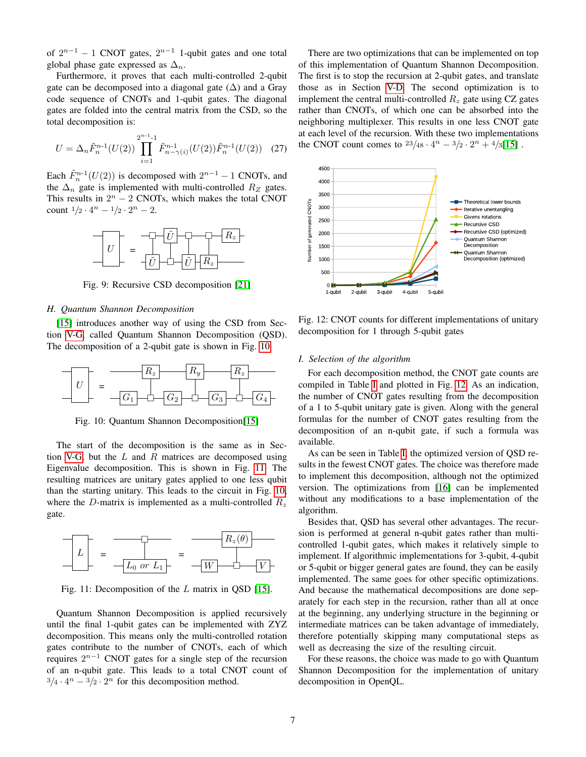of $2^{n-1}-1$ CNOT gates, $2^{n-1}$ 1-qubit gates and one total global phase gate expressed as $\Delta_n$.

Furthermore, it proves that each multi-controlled 2-qubit gate can be decomposed into a diagonal gate ($\Delta$) and a Gray code sequence of CNOTs and 1-qubit gates. The diagonal gates are folded into the central matrix from the CSD, so the total decomposition is:

$$U = \Delta_n \tilde{F}_n^{n\text{-}1}(U(2)) \prod_{i=1}^{2^{n\text{-}1}\text{-}1} \tilde{F}_{n-\gamma(i)}^{n\text{-}1}(U(2)) \tilde{F}_n^{n\text{-}1}(U(2)) \quad (27)$$

Each $\tilde{F}_n^{n\text{-}1}(U(2))$ is decomposed with $2^{n-1}-1$ CNOTs, and the $\Delta_n$ gate is implemented with multi-controlled $R_Z$ gates. This results in $2^n - 2$ CNOTs, which makes the total CNOT count $1/2 \cdot 4^n - 1/2 \cdot 2^n - 2$.

Fig. 9: Recursive CSD decomposition [21]

### H. Quantum Shannon Decomposition

[15] introduces another way of using the CSD from Section V-G called Quantum Shannon Decomposition (QSD). The decomposition of a 2-qubit gate is shown in Fig. 10.

Fig. 10: Quantum Shannon Decomposition[15]

The start of the decomposition is the same as in Section V-G, but the $L$ and $R$ matrices are decomposed using Eigenvalue decomposition. This is shown in Fig. 11. The resulting matrices are unitary gates applied to one less qubit than the starting unitary. This leads to the circuit in Fig. 10, where the $D$-matrix is implemented as a multi-controlled $R_z$ gate.

Fig. 11: Decomposition of the $L$ matrix in QSD [15].

Quantum Shannon Decomposition is applied recursively until the final 1-qubit gates can be implemented with ZYZ decomposition. This means only the multi-controlled rotation gates contribute to the number of CNOTs, each of which requires $2^{n-1}$ CNOT gates for a single step of the recursion of an n-qubit gate. This leads to a total CNOT count of $3/4 \cdot 4^n - 3/2 \cdot 2^n$ for this decomposition method.

There are two optimizations that can be implemented on top of this implementation of Quantum Shannon Decomposition. The first is to stop the recursion at 2-qubit gates, and translate those as in Section V-D. The second optimization is to implement the central multi-controlled $R_z$ gate using CZ gates rather than CNOTs, of which one can be absorbed into the neighboring multiplexer. This results in one less CNOT gate at each level of the recursion. With these two implementations the CNOT count comes to $23/48 \cdot 4^n - 3/2 \cdot 2^n + 4/3$[15] .

Fig. 12: CNOT counts for different implementations of unitary decomposition for 1 through 5-qubit gates

### I. Selection of the algorithm

For each decomposition method, the CNOT gate counts are compiled in Table I and plotted in Fig. 12. As an indication, the number of CNOT gates resulting from the decomposition of a 1 to 5-qubit unitary gate is given. Along with the general formulas for the number of CNOT gates resulting from the decomposition of an n-qubit gate, if such a formula was available.

As can be seen in Table I, the optimized version of QSD results in the fewest CNOT gates. The choice was therefore made to implement this decomposition, although not the optimized version. The optimizations from [16] can be implemented without any modifications to a base implementation of the algorithm.

Besides that, QSD has several other advantages. The recursion is performed at general n-qubit gates rather than multi-controlled 1-qubit gates, which makes it relatively simple to implement. If algorithmic implementations for 3-qubit, 4-qubit or 5-qubit or bigger general gates are found, they can be easily implemented. The same goes for other specific optimizations. And because the mathematical decompositions are done separately for each step in the recursion, rather than all at once at the beginning, any underlying structure in the beginning or intermediate matrices can be taken advantage of immediately, therefore potentially skipping many computational steps as well as decreasing the size of the resulting circuit.

For these reasons, the choice was made to go with Quantum Shannon Decomposition for the implementation of unitary decomposition in OpenQL.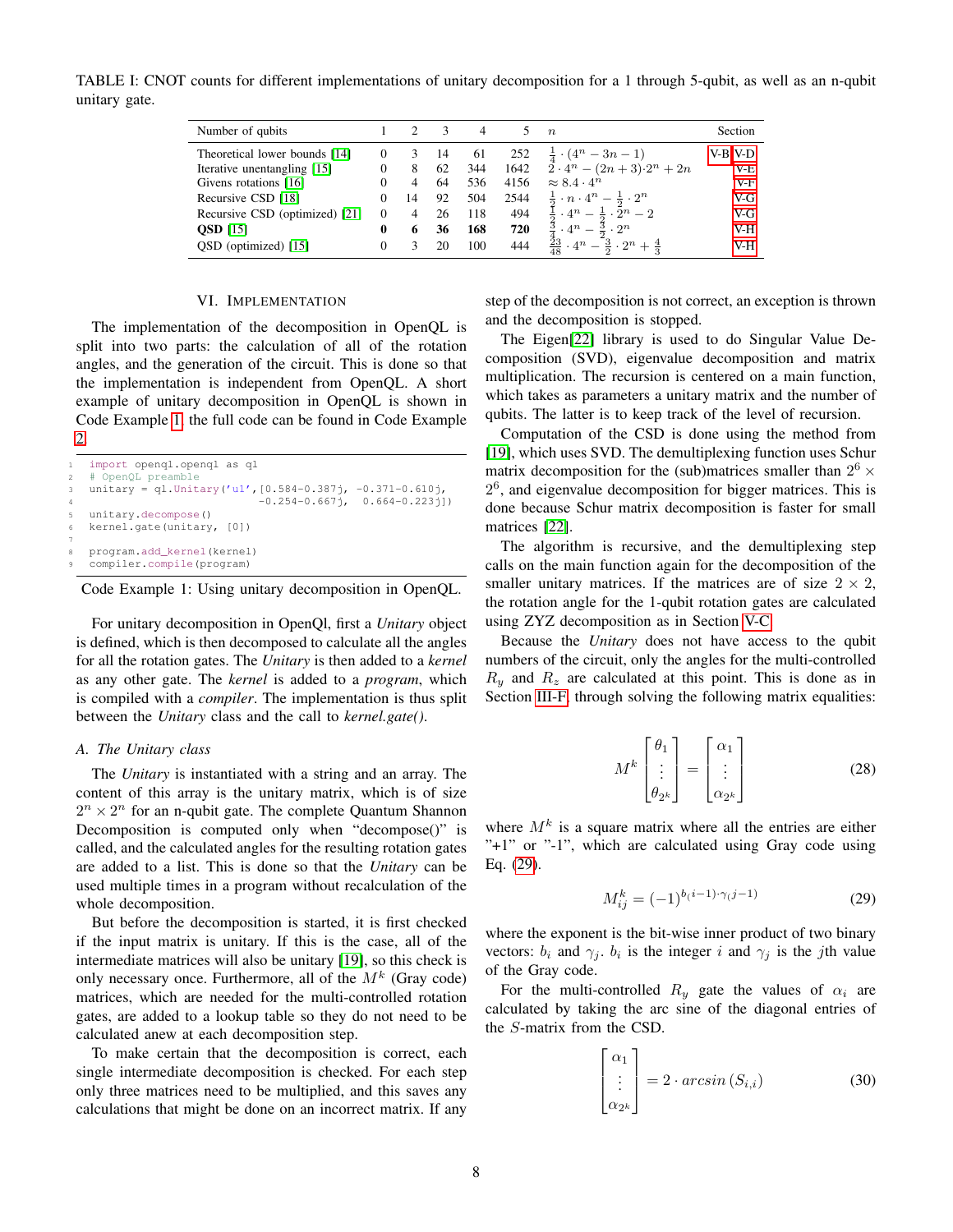TABLE I: CNOT counts for different implementations of unitary decomposition for a 1 through 5-qubit, as well as an n-qubit unitary gate.

| Number of qubits | 1 | 2 | 3 | 4 | 5 | $n$ | Section |
|---|---|---|---|---|---|---|---|
| Theoretical lower bounds [14] | 0 | 3 | 14 | 61 | 252 | $\frac{1}{4}\cdot(4^n-3n-1)$ | V-B V-D |
| Iterative unentangling [15] | 0 | 8 | 62 | 344 | 1642 | $2\cdot 4^n-(2n+3)\cdot 2^n+2n$ | V-E |
| Givens rotations [16] | 0 | 4 | 64 | 536 | 4156 | $\approx 8.4\cdot 4^n$ | V-F |
| Recursive CSD [18] | 0 | 14 | 92 | 504 | 2544 | $\frac{1}{2}\cdot n\cdot 4^n-\frac{1}{2}\cdot 2^n$ | V-G |
| Recursive CSD (optimized) [21] | 0 | 4 | 26 | 118 | 494 | $\frac{1}{2}\cdot 4^n-\frac{1}{2}\cdot 2^n-2$ | V-G |
| **QSD** [15] | **0** | **6** | **36** | **168** | **720** | $\frac{3}{4}\cdot 4^n-\frac{3}{2}\cdot 2^n$ | V-H |
| QSD (optimized) [15] | 0 | 3 | 20 | 100 | 444 | $\frac{23}{48}\cdot 4^n-\frac{3}{2}\cdot 2^n+\frac{4}{3}$ | V-H |

## VI. Implementation

The implementation of the decomposition in OpenQL is split into two parts: the calculation of all of the rotation angles, and the generation of the circuit. This is done so that the implementation is independent from OpenQL. A short example of unitary decomposition in OpenQL is shown in Code Example 1, the full code can be found in Code Example 2.

```
import openql.openql as ql
# OpenQL preamble
unitary = ql.Unitary('u1',[0.584-0.387j, -0.371-0.610j,
                          -0.254-0.667j,  0.664-0.223j])
unitary.decompose()
kernel.gate(unitary, [0])

program.add_kernel(kernel)
compiler.compile(program)
```

Code Example 1: Using unitary decomposition in OpenQL.

For unitary decomposition in OpenQl, first a *Unitary* object is defined, which is then decomposed to calculate all the angles for all the rotation gates. The *Unitary* is then added to a *kernel* as any other gate. The *kernel* is added to a *program*, which is compiled with a *compiler*. The implementation is thus split between the *Unitary* class and the call to *kernel.gate()*.

### A. The Unitary class

The *Unitary* is instantiated with a string and an array. The content of this array is the unitary matrix, which is of size $2^n \times 2^n$ for an n-qubit gate. The complete Quantum Shannon Decomposition is computed only when "decompose()" is called, and the calculated angles for the resulting rotation gates are added to a list. This is done so that the *Unitary* can be used multiple times in a program without recalculation of the whole decomposition.

But before the decomposition is started, it is first checked if the input matrix is unitary. If this is the case, all of the intermediate matrices will also be unitary [19], so this check is only necessary once. Furthermore, all of the $M^k$ (Gray code) matrices, which are needed for the multi-controlled rotation gates, are added to a lookup table so they do not need to be calculated anew at each decomposition step.

To make certain that the decomposition is correct, each single intermediate decomposition is checked. For each step only three matrices need to be multiplied, and this saves any calculations that might be done on an incorrect matrix. If any step of the decomposition is not correct, an exception is thrown and the decomposition is stopped.

The Eigen[22] library is used to do Singular Value Decomposition (SVD), eigenvalue decomposition and matrix multiplication. The recursion is centered on a main function, which takes as parameters a unitary matrix and the number of qubits. The latter is to keep track of the level of recursion.

Computation of the CSD is done using the method from [19], which uses SVD. The demultiplexing function uses Schur matrix decomposition for the (sub)matrices smaller than $2^6 \times 2^6$, and eigenvalue decomposition for bigger matrices. This is done because Schur matrix decomposition is faster for small matrices [22].

The algorithm is recursive, and the demultiplexing step calls on the main function again for the decomposition of the smaller unitary matrices. If the matrices are of size $2 \times 2$, the rotation angle for the 1-qubit rotation gates are calculated using ZYZ decomposition as in Section V-C.

Because the *Unitary* does not have access to the qubit numbers of the circuit, only the angles for the multi-controlled $R_y$ and $R_z$ are calculated at this point. This is done as in Section III-F, through solving the following matrix equalities:

$$M^k \begin{bmatrix} \theta_1 \\ \vdots \\ \theta_{2^k} \end{bmatrix} = \begin{bmatrix} \alpha_1 \\ \vdots \\ \alpha_{2^k} \end{bmatrix} \tag{28}$$

where $M^k$ is a square matrix where all the entries are either "+1" or "-1", which are calculated using Gray code using Eq. (29).

$$M^k_{ij} = (-1)^{b_(i-1)\cdot\gamma_(j-1)} \tag{29}$$

where the exponent is the bit-wise inner product of two binary vectors: $b_i$ and $\gamma_j$. $b_i$ is the integer $i$ and $\gamma_j$ is the $j$th value of the Gray code.

For the multi-controlled $R_y$ gate the values of $\alpha_i$ are calculated by taking the arc sine of the diagonal entries of the $S$-matrix from the CSD.

$$\begin{bmatrix} \alpha_1 \\ \vdots \\ \alpha_{2^k} \end{bmatrix} = 2\cdot arcsin\,(S_{i,i}) \tag{30}$$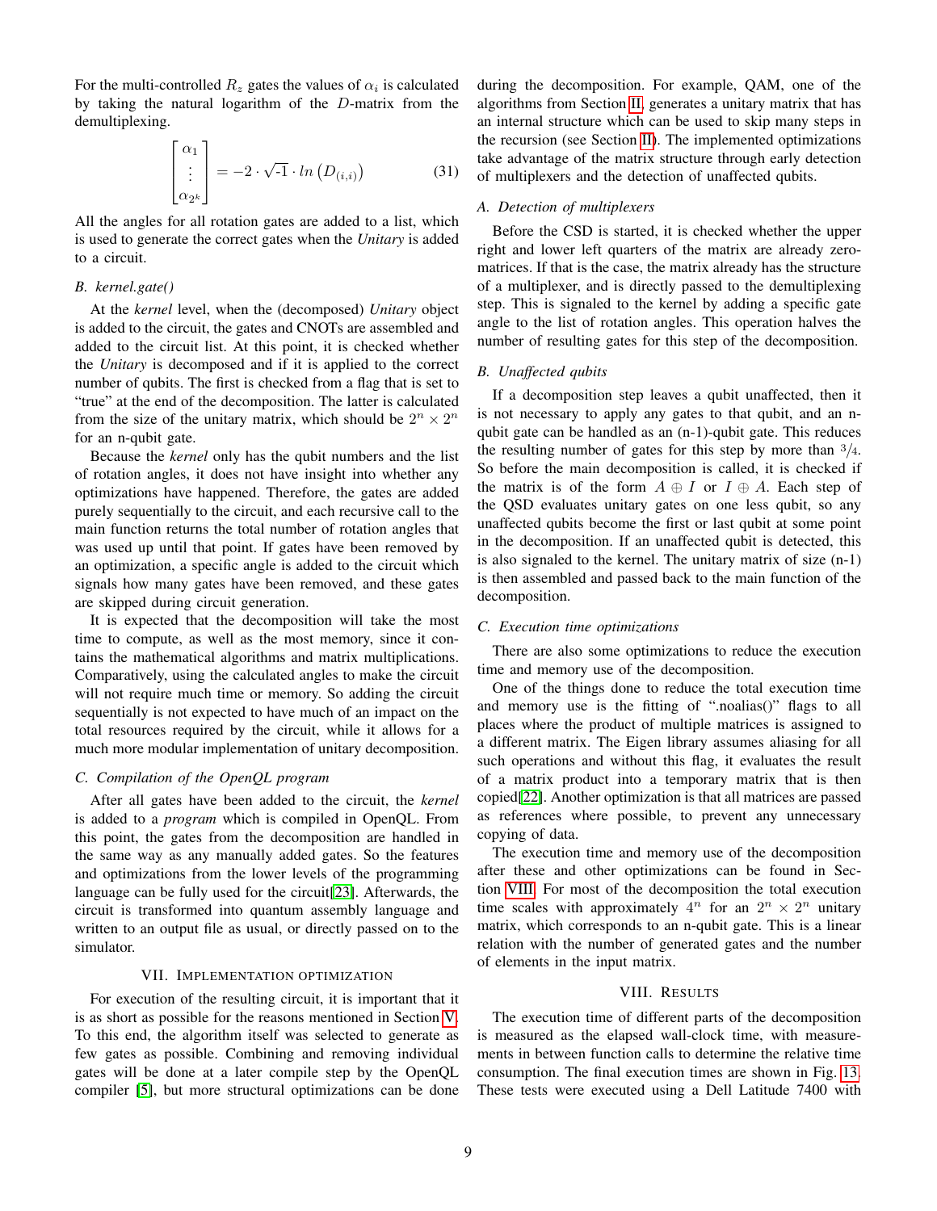For the multi-controlled $R_z$ gates the values of $\alpha_i$ is calculated by taking the natural logarithm of the $D$-matrix from the demultiplexing.

$$\begin{bmatrix} \alpha_1 \\ \vdots \\ \alpha_{2^k} \end{bmatrix} = -2 \cdot \sqrt{\text{-}1} \cdot ln\left(D_{(i,i)}\right) \tag{31}$$

All the angles for all rotation gates are added to a list, which is used to generate the correct gates when the *Unitary* is added to a circuit.

### B. kernel.gate()

At the *kernel* level, when the (decomposed) *Unitary* object is added to the circuit, the gates and CNOTs are assembled and added to the circuit list. At this point, it is checked whether the *Unitary* is decomposed and if it is applied to the correct number of qubits. The first is checked from a flag that is set to "true" at the end of the decomposition. The latter is calculated from the size of the unitary matrix, which should be $2^n \times 2^n$ for an n-qubit gate.

Because the *kernel* only has the qubit numbers and the list of rotation angles, it does not have insight into whether any optimizations have happened. Therefore, the gates are added purely sequentially to the circuit, and each recursive call to the main function returns the total number of rotation angles that was used up until that point. If gates have been removed by an optimization, a specific angle is added to the circuit which signals how many gates have been removed, and these gates are skipped during circuit generation.

It is expected that the decomposition will take the most time to compute, as well as the most memory, since it contains the mathematical algorithms and matrix multiplications. Comparatively, using the calculated angles to make the circuit will not require much time or memory. So adding the circuit sequentially is not expected to have much of an impact on the total resources required by the circuit, while it allows for a much more modular implementation of unitary decomposition.

### C. Compilation of the OpenQL program

After all gates have been added to the circuit, the *kernel* is added to a *program* which is compiled in OpenQL. From this point, the gates from the decomposition are handled in the same way as any manually added gates. So the features and optimizations from the lower levels of the programming language can be fully used for the circuit[23]. Afterwards, the circuit is transformed into quantum assembly language and written to an output file as usual, or directly passed on to the simulator.

## VII. Implementation optimization

For execution of the resulting circuit, it is important that it is as short as possible for the reasons mentioned in Section V. To this end, the algorithm itself was selected to generate as few gates as possible. Combining and removing individual gates will be done at a later compile step by the OpenQL compiler [5], but more structural optimizations can be done during the decomposition. For example, QAM, one of the algorithms from Section II, generates a unitary matrix that has an internal structure which can be used to skip many steps in the recursion (see Section II). The implemented optimizations take advantage of the matrix structure through early detection of multiplexers and the detection of unaffected qubits.

### A. Detection of multiplexers

Before the CSD is started, it is checked whether the upper right and lower left quarters of the matrix are already zero-matrices. If that is the case, the matrix already has the structure of a multiplexer, and is directly passed to the demultiplexing step. This is signaled to the kernel by adding a specific gate angle to the list of rotation angles. This operation halves the number of resulting gates for this step of the decomposition.

### B. Unaffected qubits

If a decomposition step leaves a qubit unaffected, then it is not necessary to apply any gates to that qubit, and an n-qubit gate can be handled as an (n-1)-qubit gate. This reduces the resulting number of gates for this step by more than $3/4$. So before the main decomposition is called, it is checked if the matrix is of the form $A \oplus I$ or $I \oplus A$. Each step of the QSD evaluates unitary gates on one less qubit, so any unaffected qubits become the first or last qubit at some point in the decomposition. If an unaffected qubit is detected, this is also signaled to the kernel. The unitary matrix of size (n-1) is then assembled and passed back to the main function of the decomposition.

### C. Execution time optimizations

There are also some optimizations to reduce the execution time and memory use of the decomposition.

One of the things done to reduce the total execution time and memory use is the fitting of ".noalias()" flags to all places where the product of multiple matrices is assigned to a different matrix. The Eigen library assumes aliasing for all such operations and without this flag, it evaluates the result of a matrix product into a temporary matrix that is then copied[22]. Another optimization is that all matrices are passed as references where possible, to prevent any unnecessary copying of data.

The execution time and memory use of the decomposition after these and other optimizations can be found in Section VIII. For most of the decomposition the total execution time scales with approximately $4^n$ for an $2^n \times 2^n$ unitary matrix, which corresponds to an n-qubit gate. This is a linear relation with the number of generated gates and the number of elements in the input matrix.

## VIII. Results

The execution time of different parts of the decomposition is measured as the elapsed wall-clock time, with measurements in between function calls to determine the relative time consumption. The final execution times are shown in Fig. 13. These tests were executed using a Dell Latitude 7400 with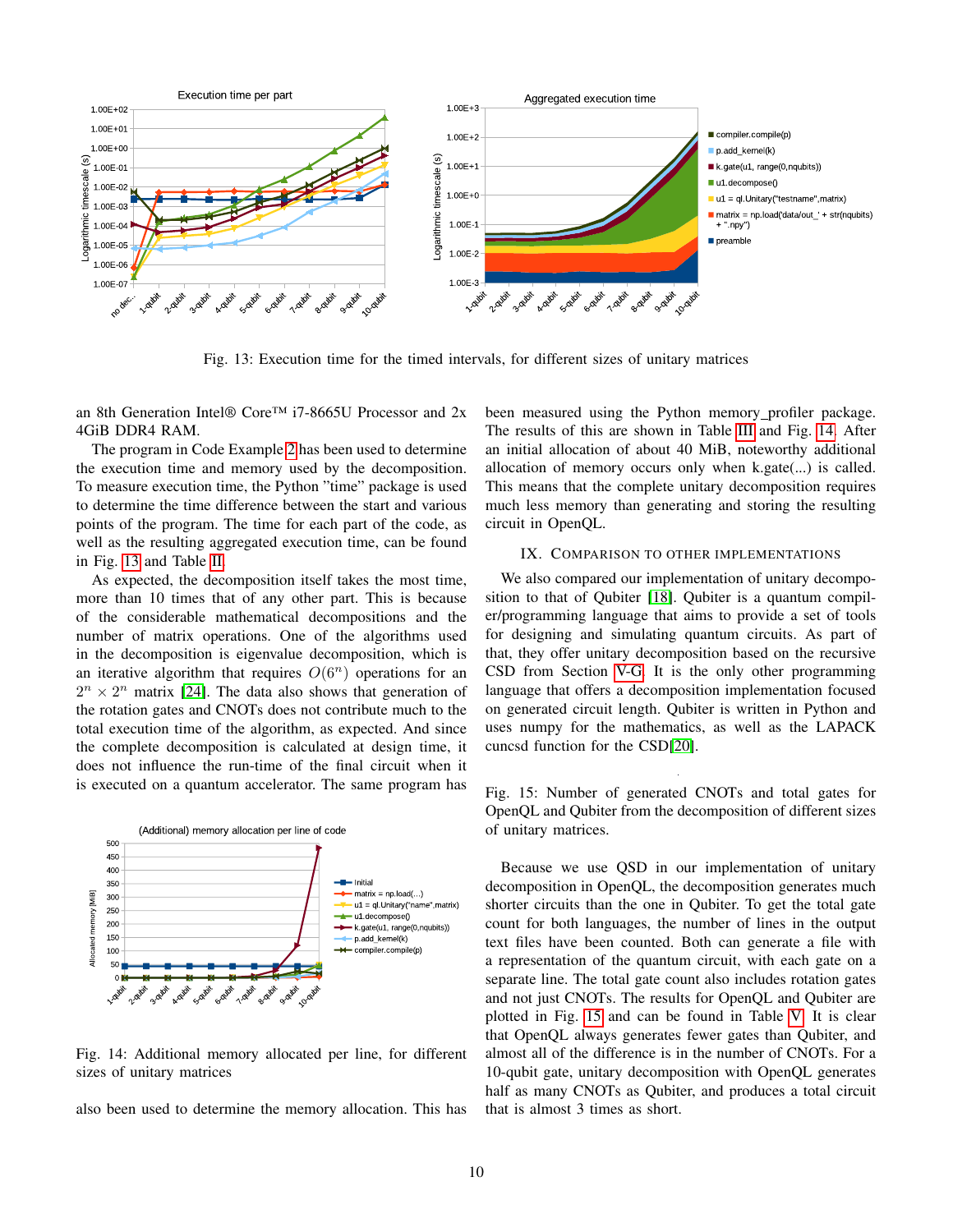Fig. 13: Execution time for the timed intervals, for different sizes of unitary matrices

an 8th Generation Intel® Core™ i7-8665U Processor and 2x 4GiB DDR4 RAM.

The program in Code Example 2 has been used to determine the execution time and memory used by the decomposition. To measure execution time, the Python "time" package is used to determine the time difference between the start and various points of the program. The time for each part of the code, as well as the resulting aggregated execution time, can be found in Fig. 13 and Table II.

As expected, the decomposition itself takes the most time, more than 10 times that of any other part. This is because of the considerable mathematical decompositions and the number of matrix operations. One of the algorithms used in the decomposition is eigenvalue decomposition, which is an iterative algorithm that requires $O(6^n)$ operations for an $2^n \times 2^n$ matrix [24]. The data also shows that generation of the rotation gates and CNOTs does not contribute much to the total execution time of the algorithm, as expected. And since the complete decomposition is calculated at design time, it does not influence the run-time of the final circuit when it is executed on a quantum accelerator. The same program has also been used to determine the memory allocation. This has

Fig. 14: Additional memory allocated per line, for different sizes of unitary matrices

been measured using the Python memory_profiler package. The results of this are shown in Table III and Fig. 14. After an initial allocation of about 40 MiB, noteworthy additional allocation of memory occurs only when k.gate(...) is called. This means that the complete unitary decomposition requires much less memory than generating and storing the resulting circuit in OpenQL.

## IX. Comparison to other implementations

We also compared our implementation of unitary decomposition to that of Qubiter [18]. Qubiter is a quantum compiler/programming language that aims to provide a set of tools for designing and simulating quantum circuits. As part of that, they offer unitary decomposition based on the recursive CSD from Section V-G. It is the only other programming language that offers a decomposition implementation focused on generated circuit length. Qubiter is written in Python and uses numpy for the mathematics, as well as the LAPACK cuncsd function for the CSD[20].

Fig. 15: Number of generated CNOTs and total gates for OpenQL and Qubiter from the decomposition of different sizes of unitary matrices.

Because we use QSD in our implementation of unitary decomposition in OpenQL, the decomposition generates much shorter circuits than the one in Qubiter. To get the total gate count for both languages, the number of lines in the output text files have been counted. Both can generate a file with a representation of the quantum circuit, with each gate on a separate line. The total gate count also includes rotation gates and not just CNOTs. The results for OpenQL and Qubiter are plotted in Fig. 15 and can be found in Table V. It is clear that OpenQL always generates fewer gates than Qubiter, and almost all of the difference is in the number of CNOTs. For a 10-qubit gate, unitary decomposition with OpenQL generates half as many CNOTs as Qubiter, and produces a total circuit that is almost 3 times as short.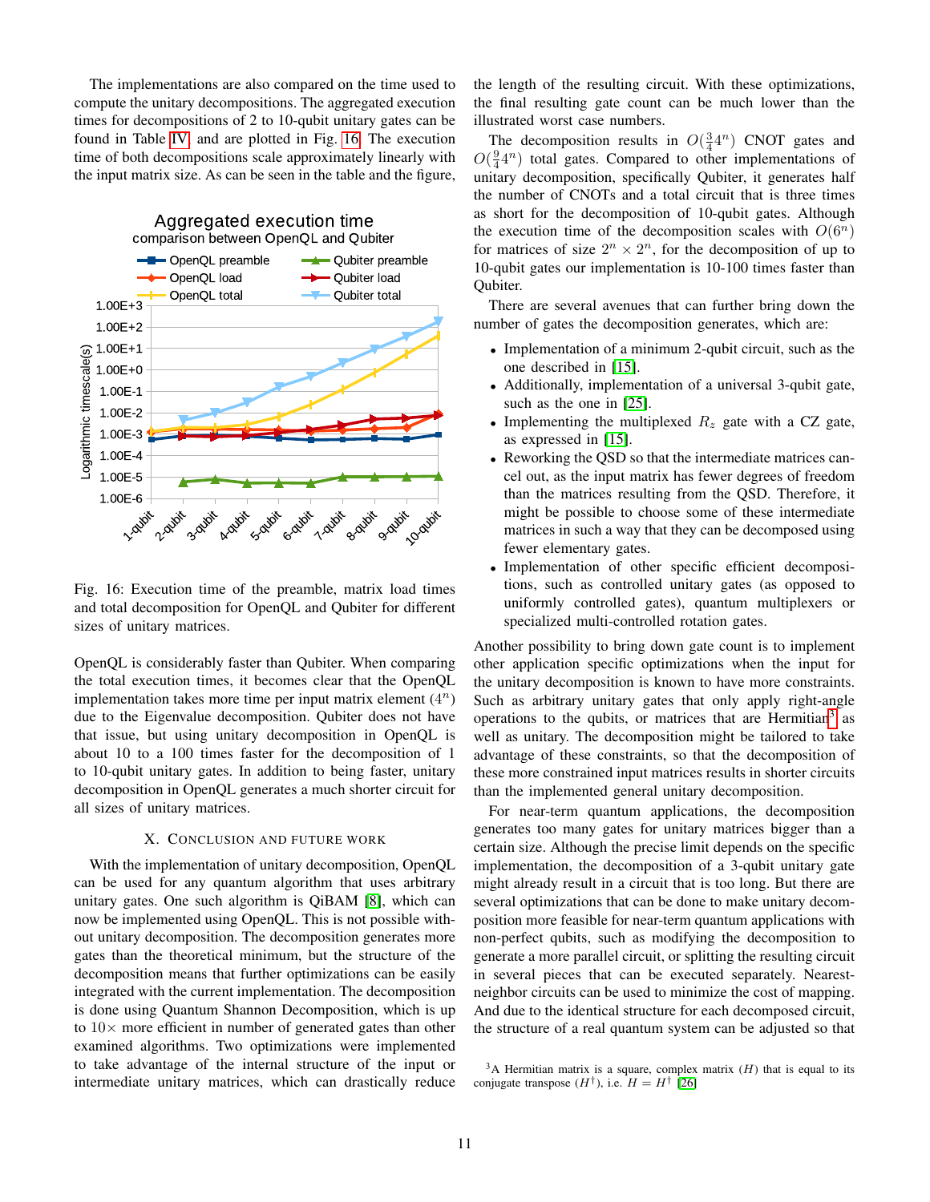The implementations are also compared on the time used to compute the unitary decompositions. The aggregated execution times for decompositions of 2 to 10-qubit unitary gates can be found in Table IV and are plotted in Fig. 16. The execution time of both decompositions scale approximately linearly with the input matrix size. As can be seen in the table and the figure, OpenQL is considerably faster than Qubiter. When comparing the total execution times, it becomes clear that the OpenQL implementation takes more time per input matrix element ($4^n$) due to the Eigenvalue decomposition. Qubiter does not have that issue, but using unitary decomposition in OpenQL is about 10 to a 100 times faster for the decomposition of 1 to 10-qubit unitary gates. In addition to being faster, unitary decomposition in OpenQL generates a much shorter circuit for all sizes of unitary matrices.

Fig. 16: Execution time of the preamble, matrix load times and total decomposition for OpenQL and Qubiter for different sizes of unitary matrices.

## X. Conclusion and Future Work

With the implementation of unitary decomposition, OpenQL can be used for any quantum algorithm that uses arbitrary unitary gates. One such algorithm is QiBAM [8], which can now be implemented using OpenQL. This is not possible without unitary decomposition. The decomposition generates more gates than the theoretical minimum, but the structure of the decomposition means that further optimizations can be easily integrated with the current implementation. The decomposition is done using Quantum Shannon Decomposition, which is up to $10\times$ more efficient in number of generated gates than other examined algorithms. Two optimizations were implemented to take advantage of the internal structure of the input or intermediate unitary matrices, which can drastically reduce the length of the resulting circuit. With these optimizations, the final resulting gate count can be much lower than the illustrated worst case numbers.

The decomposition results in $O(\frac{3}{4}4^n)$ CNOT gates and $O(\frac{9}{4}4^n)$ total gates. Compared to other implementations of unitary decomposition, specifically Qubiter, it generates half the number of CNOTs and a total circuit that is three times as short for the decomposition of 10-qubit gates. Although the execution time of the decomposition scales with $O(6^n)$ for matrices of size $2^n \times 2^n$, for the decomposition of up to 10-qubit gates our implementation is 10-100 times faster than Qubiter.

There are several avenues that can further bring down the number of gates the decomposition generates, which are:

- Implementation of a minimum 2-qubit circuit, such as the one described in [15].
- Additionally, implementation of a universal 3-qubit gate, such as the one in [25].
- Implementing the multiplexed $R_z$ gate with a CZ gate, as expressed in [15].
- Reworking the QSD so that the intermediate matrices cancel out, as the input matrix has fewer degrees of freedom than the matrices resulting from the QSD. Therefore, it might be possible to choose some of these intermediate matrices in such a way that they can be decomposed using fewer elementary gates.
- Implementation of other specific efficient decompositions, such as controlled unitary gates (as opposed to uniformly controlled gates), quantum multiplexers or specialized multi-controlled rotation gates.

Another possibility to bring down gate count is to implement other application specific optimizations when the input for the unitary decomposition is known to have more constraints. Such as arbitrary unitary gates that only apply right-angle operations to the qubits, or matrices that are Hermitian[3] as well as unitary. The decomposition might be tailored to take advantage of these constraints, so that the decomposition of these more constrained input matrices results in shorter circuits than the implemented general unitary decomposition.

For near-term quantum applications, the decomposition generates too many gates for unitary matrices bigger than a certain size. Although the precise limit depends on the specific implementation, the decomposition of a 3-qubit unitary gate might already result in a circuit that is too long. But there are several optimizations that can be done to make unitary decomposition more feasible for near-term quantum applications with non-perfect qubits, such as modifying the decomposition to generate a more parallel circuit, or splitting the resulting circuit in several pieces that can be executed separately. Nearest-neighbor circuits can be used to minimize the cost of mapping. And due to the identical structure for each decomposed circuit, the structure of a real quantum system can be adjusted so that

[3] A Hermitian matrix is a square, complex matrix ($H$) that is equal to its conjugate transpose ($H^\dagger$), i.e. $H = H^\dagger$ [26]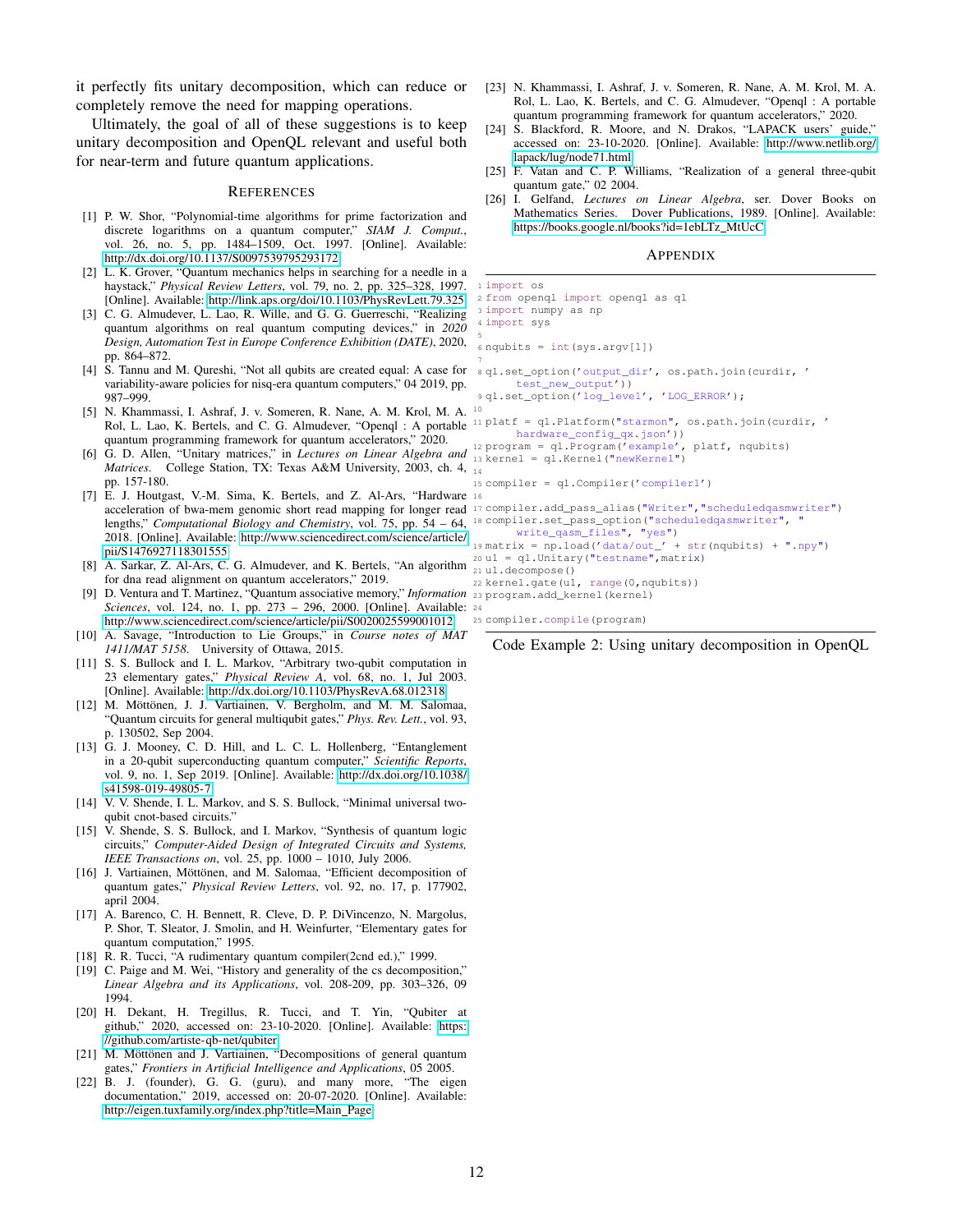it perfectly fits unitary decomposition, which can reduce or completely remove the need for mapping operations.

Ultimately, the goal of all of these suggestions is to keep unitary decomposition and OpenQL relevant and useful both for near-term and future quantum applications.

## References

[1] P. W. Shor, "Polynomial-time algorithms for prime factorization and discrete logarithms on a quantum computer," *SIAM J. Comput.*, vol. 26, no. 5, pp. 1484–1509, Oct. 1997. [Online]. Available: http://dx.doi.org/10.1137/S0097539795293172

[2] L. K. Grover, "Quantum mechanics helps in searching for a needle in a haystack," *Physical Review Letters*, vol. 79, no. 2, pp. 325–328, 1997. [Online]. Available: http://link.aps.org/doi/10.1103/PhysRevLett.79.325

[3] C. G. Almudever, L. Lao, R. Wille, and G. G. Guerreschi, "Realizing quantum algorithms on real quantum computing devices," in *2020 Design, Automation Test in Europe Conference Exhibition (DATE)*, 2020, pp. 864–872.

[4] S. Tannu and M. Qureshi, "Not all qubits are created equal: A case for variability-aware policies for nisq-era quantum computers," 04 2019, pp. 987–999.

[5] N. Khammassi, I. Ashraf, J. v. Someren, R. Nane, A. M. Krol, M. A. Rol, L. Lao, K. Bertels, and C. G. Almudever, "Openql : A portable quantum programming framework for quantum accelerators," 2020.

[6] G. D. Allen, "Unitary matrices," in *Lectures on Linear Algebra and Matrices*. College Station, TX: Texas A&M University, 2003, ch. 4, pp. 157-180.

[7] E. J. Houtgast, V.-M. Sima, K. Bertels, and Z. Al-Ars, "Hardware acceleration of bwa-mem genomic short read mapping for longer read lengths," *Computational Biology and Chemistry*, vol. 75, pp. 54 – 64, 2018. [Online]. Available: http://www.sciencedirect.com/science/article/pii/S1476927118301555

[8] A. Sarkar, Z. Al-Ars, C. G. Almudever, and K. Bertels, "An algorithm for dna read alignment on quantum accelerators," 2019.

[9] D. Ventura and T. Martinez, "Quantum associative memory," *Information Sciences*, vol. 124, no. 1, pp. 273 – 296, 2000. [Online]. Available: http://www.sciencedirect.com/science/article/pii/S0020025599001012

[10] A. Savage, "Introduction to Lie Groups," in *Course notes of MAT 1411/MAT 5158*. University of Ottawa, 2015.

[11] S. S. Bullock and I. L. Markov, "Arbitrary two-qubit computation in 23 elementary gates," *Physical Review A*, vol. 68, no. 1, Jul 2003. [Online]. Available: http://dx.doi.org/10.1103/PhysRevA.68.012318

[12] M. Möttönen, J. J. Vartiainen, V. Bergholm, and M. M. Salomaa, "Quantum circuits for general multiqubit gates," *Phys. Rev. Lett.*, vol. 93, p. 130502, Sep 2004.

[13] G. J. Mooney, C. D. Hill, and L. C. L. Hollenberg, "Entanglement in a 20-qubit superconducting quantum computer," *Scientific Reports*, vol. 9, no. 1, Sep 2019. [Online]. Available: http://dx.doi.org/10.1038/s41598-019-49805-7

[14] V. V. Shende, I. L. Markov, and S. S. Bullock, "Minimal universal two-qubit cnot-based circuits."

[15] V. Shende, S. S. Bullock, and I. Markov, "Synthesis of quantum logic circuits," *Computer-Aided Design of Integrated Circuits and Systems, IEEE Transactions on*, vol. 25, pp. 1000 – 1010, July 2006.

[16] J. Vartiainen, Möttönen, and M. Salomaa, "Efficient decomposition of quantum gates," *Physical Review Letters*, vol. 92, no. 17, p. 177902, april 2004.

[17] A. Barenco, C. H. Bennett, R. Cleve, D. P. DiVincenzo, N. Margolus, P. Shor, T. Sleator, J. Smolin, and H. Weinfurter, "Elementary gates for quantum computation," 1995.

[18] R. R. Tucci, "A rudimentary quantum compiler(2cnd ed.)," 1999.

[19] C. Paige and M. Wei, "History and generality of the cs decomposition," *Linear Algebra and its Applications*, vol. 208-209, pp. 303–326, 09 1994.

[20] H. Dekant, H. Tregillus, R. Tucci, and T. Yin, "Qubiter at github," 2020, accessed on: 23-10-2020. [Online]. Available: https://github.com/artiste-qb-net/qubiter

[21] M. Möttönen and J. Vartiainen, "Decompositions of general quantum gates," *Frontiers in Artificial Intelligence and Applications*, 05 2005.

[22] B. J. (founder), G. G. (guru), and many more, "The eigen documentation," 2019, accessed on: 20-07-2020. [Online]. Available: http://eigen.tuxfamily.org/index.php?title=Main_Page

[23] N. Khammassi, I. Ashraf, J. v. Someren, R. Nane, A. M. Krol, M. A. Rol, L. Lao, K. Bertels, and C. G. Almudever, "Openql : A portable quantum programming framework for quantum accelerators," 2020.

[24] S. Blackford, R. Moore, and N. Drakos, "LAPACK users' guide," accessed on: 23-10-2020. [Online]. Available: http://www.netlib.org/lapack/lug/node71.html

[25] F. Vatan and C. P. Williams, "Realization of a general three-qubit quantum gate," 02 2004.

[26] I. Gelfand, *Lectures on Linear Algebra*, ser. Dover Books on Mathematics Series. Dover Publications, 1989. [Online]. Available: https://books.google.nl/books?id=1ebLTz_MtUcC

## Appendix

```
import os
from openql import openql as ql
import numpy as np
import sys

nqubits = int(sys.argv[1])

ql.set_option('output_dir', os.path.join(curdir, 'test_new_output'))
ql.set_option('log_level', 'LOG_ERROR');

platf = ql.Platform("starmon", os.path.join(curdir, 'hardware_config_qx.json'))
program = ql.Program('example', platf, nqubits)
kernel = ql.Kernel("newKernel")

compiler = ql.Compiler('compiler1')

compiler.add_pass_alias("Writer","scheduledqasmwriter")
compiler.set_pass_option("scheduledqasmwriter", "write_qasm_files", "yes")
matrix = np.load('data/out_' + str(nqubits) + ".npy")
u1 = ql.Unitary("testname",matrix)
u1.decompose()
kernel.gate(u1, range(0,nqubits))
program.add_kernel(kernel)

compiler.compile(program)
```

Code Example 2: Using unitary decomposition in OpenQL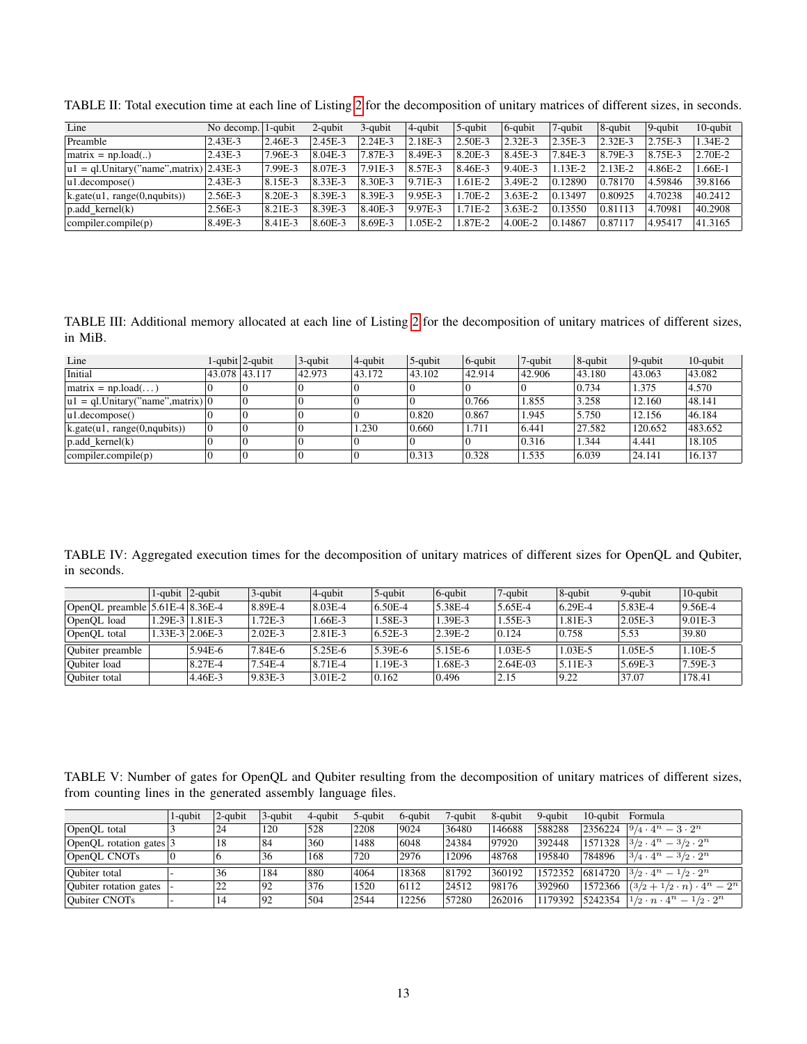TABLE II: Total execution time at each line of Listing 2 for the decomposition of unitary matrices of different sizes, in seconds.

| Line | No decomp. | 1-qubit | 2-qubit | 3-qubit | 4-qubit | 5-qubit | 6-qubit | 7-qubit | 8-qubit | 9-qubit | 10-qubit |
|---|---|---|---|---|---|---|---|---|---|---|---|
| Preamble | 2.43E-3 | 2.46E-3 | 2.45E-3 | 2.24E-3 | 2.18E-3 | 2.50E-3 | 2.32E-3 | 2.35E-3 | 2.32E-3 | 2.75E-3 | 1.34E-2 |
| matrix = np.load(..) | 2.43E-3 | 7.96E-3 | 8.04E-3 | 7.87E-3 | 8.49E-3 | 8.20E-3 | 8.45E-3 | 7.84E-3 | 8.79E-3 | 8.75E-3 | 2.70E-2 |
| u1 = ql.Unitary("name",matrix) | 2.43E-3 | 7.99E-3 | 8.07E-3 | 7.91E-3 | 8.57E-3 | 8.46E-3 | 9.40E-3 | 1.13E-2 | 2.13E-2 | 4.86E-2 | 1.66E-1 |
| u1.decompose() | 2.43E-3 | 8.15E-3 | 8.33E-3 | 8.30E-3 | 9.71E-3 | 1.61E-2 | 3.49E-2 | 0.12890 | 0.78170 | 4.59846 | 39.8166 |
| k.gate(u1, range(0,nqubits)) | 2.56E-3 | 8.20E-3 | 8.39E-3 | 8.39E-3 | 9.95E-3 | 1.70E-2 | 3.63E-2 | 0.13497 | 0.80925 | 4.70238 | 40.2412 |
| p.add_kernel(k) | 2.56E-3 | 8.21E-3 | 8.39E-3 | 8.40E-3 | 9.97E-3 | 1.71E-2 | 3.63E-2 | 0.13550 | 0.81113 | 4.70981 | 40.2908 |
| compiler.compile(p) | 8.49E-3 | 8.41E-3 | 8.60E-3 | 8.69E-3 | 1.05E-2 | 1.87E-2 | 4.00E-2 | 0.14867 | 0.87117 | 4.95417 | 41.3165 |

TABLE III: Additional memory allocated at each line of Listing 2 for the decomposition of unitary matrices of different sizes, in MiB.

| Line | 1-qubit | 2-qubit | 3-qubit | 4-qubit | 5-qubit | 6-qubit | 7-qubit | 8-qubit | 9-qubit | 10-qubit |
|---|---|---|---|---|---|---|---|---|---|---|
| Initial | 43.078 | 43.117 | 42.973 | 43.172 | 43.102 | 42.914 | 42.906 | 43.180 | 43.063 | 43.082 |
| matrix = np.load(…) | 0 | 0 | 0 | 0 | 0 | 0 | 0 | 0.734 | 1.375 | 4.570 |
| u1 = ql.Unitary("name",matrix) | 0 | 0 | 0 | 0 | 0 | 0.766 | 1.855 | 3.258 | 12.160 | 48.141 |
| u1.decompose() | 0 | 0 | 0 | 0 | 0.820 | 0.867 | 1.945 | 5.750 | 12.156 | 46.184 |
| k.gate(u1, range(0,nqubits)) | 0 | 0 | 0 | 1.230 | 0.660 | 1.711 | 6.441 | 27.582 | 120.652 | 483.652 |
| p.add_kernel(k) | 0 | 0 | 0 | 0 | 0 | 0 | 0.316 | 1.344 | 4.441 | 18.105 |
| compiler.compile(p) | 0 | 0 | 0 | 0 | 0.313 | 0.328 | 1.535 | 6.039 | 24.141 | 16.137 |

TABLE IV: Aggregated execution times for the decomposition of unitary matrices of different sizes for OpenQL and Qubiter, in seconds.

| | 1-qubit | 2-qubit | 3-qubit | 4-qubit | 5-qubit | 6-qubit | 7-qubit | 8-qubit | 9-qubit | 10-qubit |
|---|---|---|---|---|---|---|---|---|---|---|
| OpenQL preamble | 5.61E-4 | 8.36E-4 | 8.89E-4 | 8.03E-4 | 6.50E-4 | 5.38E-4 | 5.65E-4 | 6.29E-4 | 5.83E-4 | 9.56E-4 |
| OpenQL load | 1.29E-3 | 1.81E-3 | 1.72E-3 | 1.66E-3 | 1.58E-3 | 1.39E-3 | 1.55E-3 | 1.81E-3 | 2.05E-3 | 9.01E-3 |
| OpenQL total | 1.33E-3 | 2.06E-3 | 2.02E-3 | 2.81E-3 | 6.52E-3 | 2.39E-2 | 0.124 | 0.758 | 5.53 | 39.80 |
| Qubiter preamble | | 5.94E-6 | 7.84E-6 | 5.25E-6 | 5.39E-6 | 5.15E-6 | 1.03E-5 | 1.03E-5 | 1.05E-5 | 1.10E-5 |
| Qubiter load | | 8.27E-4 | 7.54E-4 | 8.71E-4 | 1.19E-3 | 1.68E-3 | 2.64E-03 | 5.11E-3 | 5.69E-3 | 7.59E-3 |
| Qubiter total | | 4.46E-3 | 9.83E-3 | 3.01E-2 | 0.162 | 0.496 | 2.15 | 9.22 | 37.07 | 178.41 |

TABLE V: Number of gates for OpenQL and Qubiter resulting from the decomposition of unitary matrices of different sizes, from counting lines in the generated assembly language files.

| | 1-qubit | 2-qubit | 3-qubit | 4-qubit | 5-qubit | 6-qubit | 7-qubit | 8-qubit | 9-qubit | 10-qubit | Formula |
|---|---|---|---|---|---|---|---|---|---|---|---|
| OpenQL total | 3 | 24 | 120 | 528 | 2208 | 9024 | 36480 | 146688 | 588288 | 2356224 | $9/4 \cdot 4^n - 3 \cdot 2^n$ |
| OpenQL rotation gates | 3 | 18 | 84 | 360 | 1488 | 6048 | 24384 | 97920 | 392448 | 1571328 | $3/2 \cdot 4^n - 3/2 \cdot 2^n$ |
| OpenQL CNOTs | 0 | 6 | 36 | 168 | 720 | 2976 | 12096 | 48768 | 195840 | 784896 | $3/4 \cdot 4^n - 3/2 \cdot 2^n$ |
| Qubiter total | - | 36 | 184 | 880 | 4064 | 18368 | 81792 | 360192 | 1572352 | 6814720 | $3/2 \cdot 4^n - 1/2 \cdot 2^n$ |
| Qubiter rotation gates | - | 22 | 92 | 376 | 1520 | 6112 | 24512 | 98176 | 392960 | 1572366 | $(3/2 + 1/2 \cdot n) \cdot 4^n - 2^n$ |
| Qubiter CNOTs | - | 14 | 92 | 504 | 2544 | 12256 | 57280 | 262016 | 1179392 | 5242354 | $1/2 \cdot n \cdot 4^n - 1/2 \cdot 2^n$ |